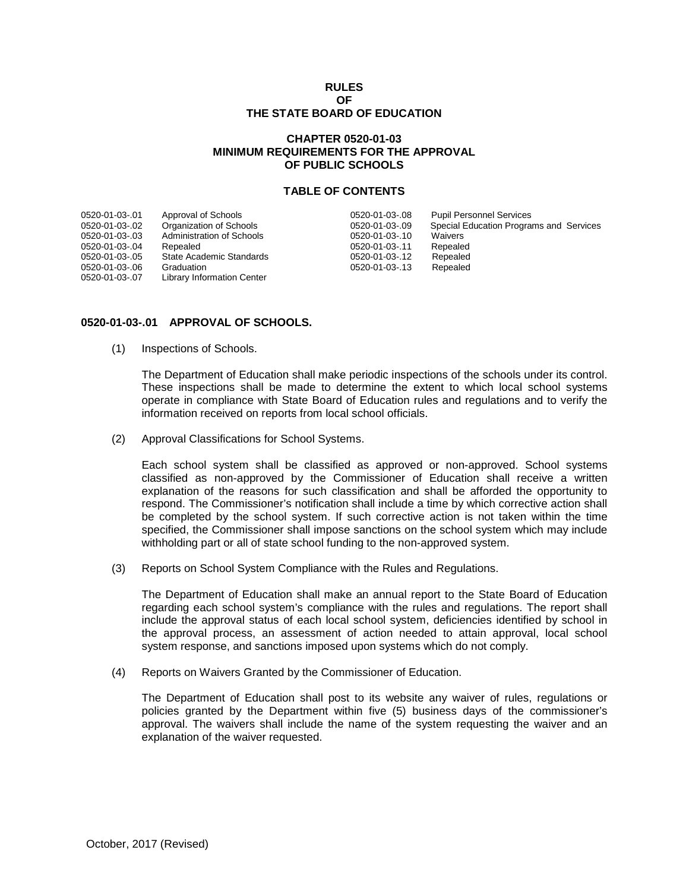# RULES
# OF
# THE STATE BOARD OF EDUCATION

## CHAPTER 0520-01-03
## MINIMUM REQUIREMENTS FOR THE APPROVAL OF PUBLIC SCHOOLS

### TABLE OF CONTENTS

| | | | |
|---|---|---|---|
| 0520-01-03-.01 | Approval of Schools | 0520-01-03-.08 | Pupil Personnel Services |
| 0520-01-03-.02 | Organization of Schools | 0520-01-03-.09 | Special Education Programs and Services |
| 0520-01-03-.03 | Administration of Schools | 0520-01-03-.10 | Waivers |
| 0520-01-03-.04 | Repealed | 0520-01-03-.11 | Repealed |
| 0520-01-03-.05 | State Academic Standards | 0520-01-03-.12 | Repealed |
| 0520-01-03-.06 | Graduation | 0520-01-03-.13 | Repealed |
| 0520-01-03-.07 | Library Information Center | | |

### 0520-01-03-.01 APPROVAL OF SCHOOLS.

(1) Inspections of Schools.

The Department of Education shall make periodic inspections of the schools under its control. These inspections shall be made to determine the extent to which local school systems operate in compliance with State Board of Education rules and regulations and to verify the information received on reports from local school officials.

(2) Approval Classifications for School Systems.

Each school system shall be classified as approved or non-approved. School systems classified as non-approved by the Commissioner of Education shall receive a written explanation of the reasons for such classification and shall be afforded the opportunity to respond. The Commissioner's notification shall include a time by which corrective action shall be completed by the school system. If such corrective action is not taken within the time specified, the Commissioner shall impose sanctions on the school system which may include withholding part or all of state school funding to the non-approved system.

(3) Reports on School System Compliance with the Rules and Regulations.

The Department of Education shall make an annual report to the State Board of Education regarding each school system's compliance with the rules and regulations. The report shall include the approval status of each local school system, deficiencies identified by school in the approval process, an assessment of action needed to attain approval, local school system response, and sanctions imposed upon systems which do not comply.

(4) Reports on Waivers Granted by the Commissioner of Education.

The Department of Education shall post to its website any waiver of rules, regulations or policies granted by the Department within five (5) business days of the commissioner's approval. The waivers shall include the name of the system requesting the waiver and an explanation of the waiver requested.

October, 2017 (Revised)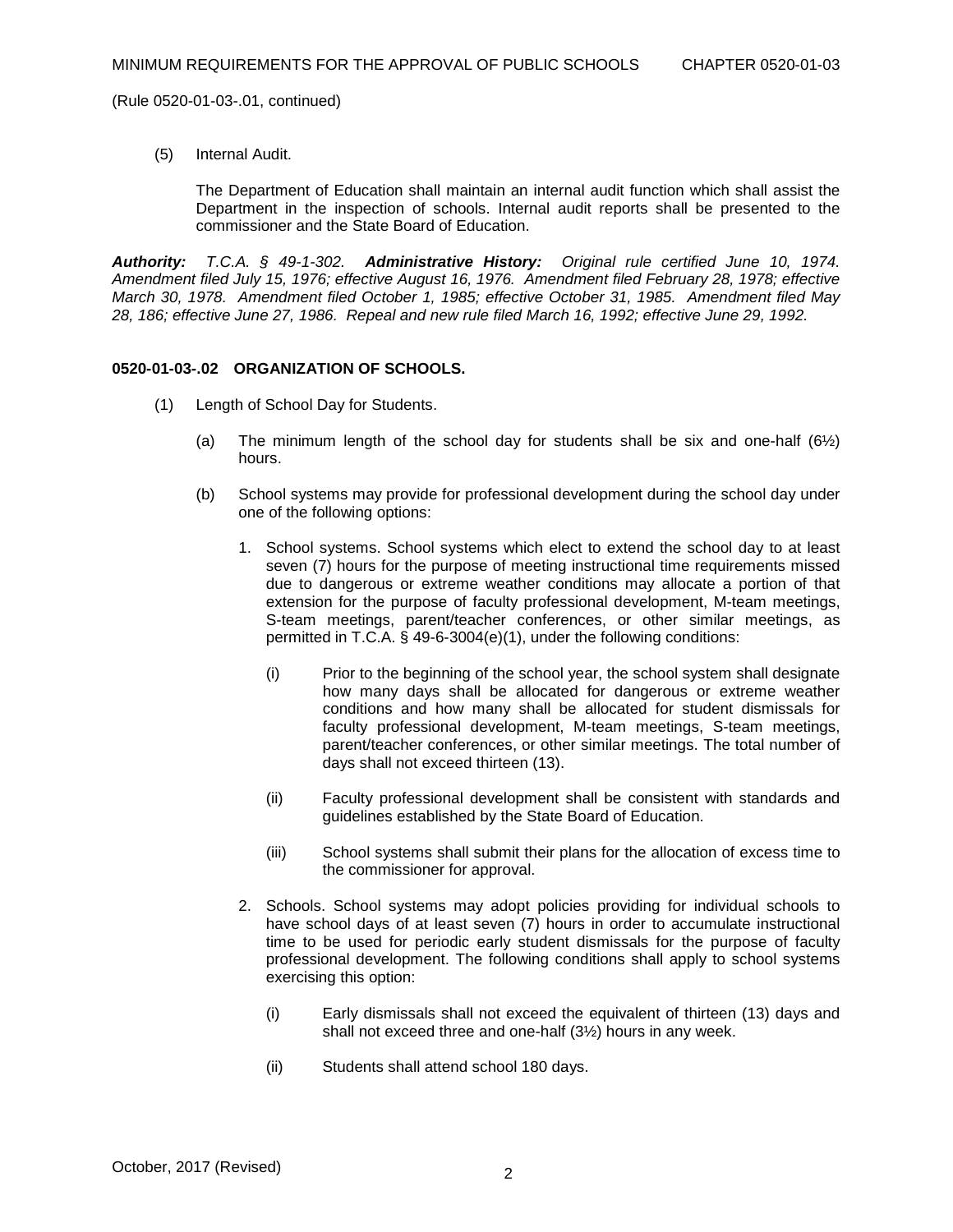(Rule 0520-01-03-.01, continued)

(5) Internal Audit.

The Department of Education shall maintain an internal audit function which shall assist the Department in the inspection of schools. Internal audit reports shall be presented to the commissioner and the State Board of Education.

***Authority:*** *T.C.A. § 49-1-302.* ***Administrative History:*** *Original rule certified June 10, 1974. Amendment filed July 15, 1976; effective August 16, 1976. Amendment filed February 28, 1978; effective March 30, 1978. Amendment filed October 1, 1985; effective October 31, 1985. Amendment filed May 28, 186; effective June 27, 1986. Repeal and new rule filed March 16, 1992; effective June 29, 1992.*

**0520-01-03-.02 ORGANIZATION OF SCHOOLS.**

(1) Length of School Day for Students.

(a) The minimum length of the school day for students shall be six and one-half (6½) hours.

(b) School systems may provide for professional development during the school day under one of the following options:

1. School systems. School systems which elect to extend the school day to at least seven (7) hours for the purpose of meeting instructional time requirements missed due to dangerous or extreme weather conditions may allocate a portion of that extension for the purpose of faculty professional development, M-team meetings, S-team meetings, parent/teacher conferences, or other similar meetings, as permitted in T.C.A. § 49-6-3004(e)(1), under the following conditions:

(i) Prior to the beginning of the school year, the school system shall designate how many days shall be allocated for dangerous or extreme weather conditions and how many shall be allocated for student dismissals for faculty professional development, M-team meetings, S-team meetings, parent/teacher conferences, or other similar meetings. The total number of days shall not exceed thirteen (13).

(ii) Faculty professional development shall be consistent with standards and guidelines established by the State Board of Education.

(iii) School systems shall submit their plans for the allocation of excess time to the commissioner for approval.

2. Schools. School systems may adopt policies providing for individual schools to have school days of at least seven (7) hours in order to accumulate instructional time to be used for periodic early student dismissals for the purpose of faculty professional development. The following conditions shall apply to school systems exercising this option:

(i) Early dismissals shall not exceed the equivalent of thirteen (13) days and shall not exceed three and one-half (3½) hours in any week.

(ii) Students shall attend school 180 days.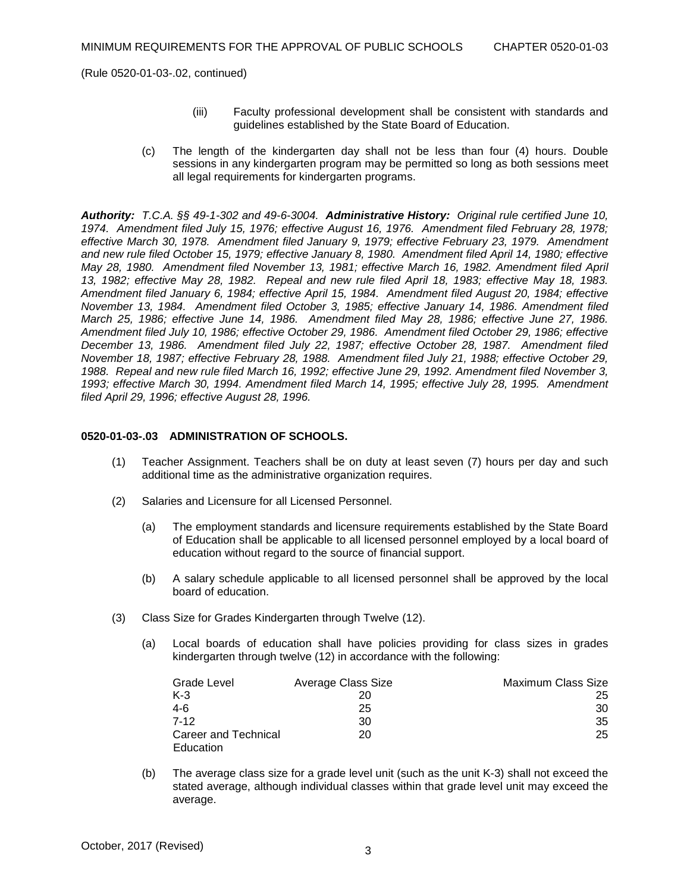(Rule 0520-01-03-.02, continued)

(iii) Faculty professional development shall be consistent with standards and guidelines established by the State Board of Education.

(c) The length of the kindergarten day shall not be less than four (4) hours. Double sessions in any kindergarten program may be permitted so long as both sessions meet all legal requirements for kindergarten programs.

***Authority:*** *T.C.A. §§ 49-1-302 and 49-6-3004.* ***Administrative History:*** *Original rule certified June 10, 1974. Amendment filed July 15, 1976; effective August 16, 1976. Amendment filed February 28, 1978; effective March 30, 1978. Amendment filed January 9, 1979; effective February 23, 1979. Amendment and new rule filed October 15, 1979; effective January 8, 1980. Amendment filed April 14, 1980; effective May 28, 1980. Amendment filed November 13, 1981; effective March 16, 1982. Amendment filed April 13, 1982; effective May 28, 1982. Repeal and new rule filed April 18, 1983; effective May 18, 1983. Amendment filed January 6, 1984; effective April 15, 1984. Amendment filed August 20, 1984; effective November 13, 1984. Amendment filed October 3, 1985; effective January 14, 1986. Amendment filed March 25, 1986; effective June 14, 1986. Amendment filed May 28, 1986; effective June 27, 1986. Amendment filed July 10, 1986; effective October 29, 1986. Amendment filed October 29, 1986; effective December 13, 1986. Amendment filed July 22, 1987; effective October 28, 1987. Amendment filed November 18, 1987; effective February 28, 1988. Amendment filed July 21, 1988; effective October 29, 1988. Repeal and new rule filed March 16, 1992; effective June 29, 1992. Amendment filed November 3, 1993; effective March 30, 1994. Amendment filed March 14, 1995; effective July 28, 1995. Amendment filed April 29, 1996; effective August 28, 1996.*

**0520-01-03-.03 ADMINISTRATION OF SCHOOLS.**

(1) Teacher Assignment. Teachers shall be on duty at least seven (7) hours per day and such additional time as the administrative organization requires.

(2) Salaries and Licensure for all Licensed Personnel.

(a) The employment standards and licensure requirements established by the State Board of Education shall be applicable to all licensed personnel employed by a local board of education without regard to the source of financial support.

(b) A salary schedule applicable to all licensed personnel shall be approved by the local board of education.

(3) Class Size for Grades Kindergarten through Twelve (12).

(a) Local boards of education shall have policies providing for class sizes in grades kindergarten through twelve (12) in accordance with the following:

| Grade Level | Average Class Size | Maximum Class Size |
|---|---|---|
| K-3 | 20 | 25 |
| 4-6 | 25 | 30 |
| 7-12 | 30 | 35 |
| Career and Technical Education | 20 | 25 |

(b) The average class size for a grade level unit (such as the unit K-3) shall not exceed the stated average, although individual classes within that grade level unit may exceed the average.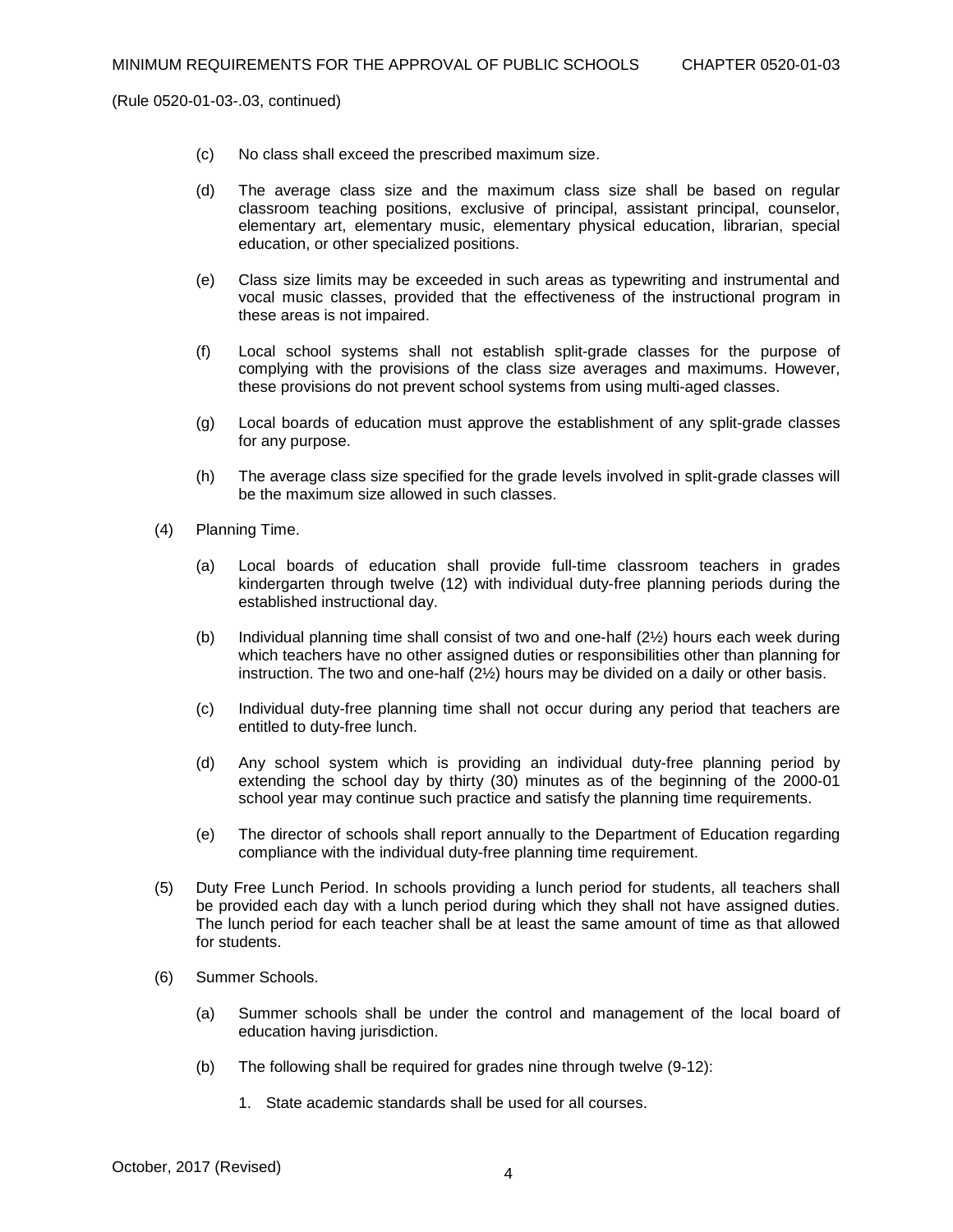(Rule 0520-01-03-.03, continued)

(c) No class shall exceed the prescribed maximum size.

(d) The average class size and the maximum class size shall be based on regular classroom teaching positions, exclusive of principal, assistant principal, counselor, elementary art, elementary music, elementary physical education, librarian, special education, or other specialized positions.

(e) Class size limits may be exceeded in such areas as typewriting and instrumental and vocal music classes, provided that the effectiveness of the instructional program in these areas is not impaired.

(f) Local school systems shall not establish split-grade classes for the purpose of complying with the provisions of the class size averages and maximums. However, these provisions do not prevent school systems from using multi-aged classes.

(g) Local boards of education must approve the establishment of any split-grade classes for any purpose.

(h) The average class size specified for the grade levels involved in split-grade classes will be the maximum size allowed in such classes.

(4) Planning Time.

(a) Local boards of education shall provide full-time classroom teachers in grades kindergarten through twelve (12) with individual duty-free planning periods during the established instructional day.

(b) Individual planning time shall consist of two and one-half (2½) hours each week during which teachers have no other assigned duties or responsibilities other than planning for instruction. The two and one-half (2½) hours may be divided on a daily or other basis.

(c) Individual duty-free planning time shall not occur during any period that teachers are entitled to duty-free lunch.

(d) Any school system which is providing an individual duty-free planning period by extending the school day by thirty (30) minutes as of the beginning of the 2000-01 school year may continue such practice and satisfy the planning time requirements.

(e) The director of schools shall report annually to the Department of Education regarding compliance with the individual duty-free planning time requirement.

(5) Duty Free Lunch Period. In schools providing a lunch period for students, all teachers shall be provided each day with a lunch period during which they shall not have assigned duties. The lunch period for each teacher shall be at least the same amount of time as that allowed for students.

(6) Summer Schools.

(a) Summer schools shall be under the control and management of the local board of education having jurisdiction.

(b) The following shall be required for grades nine through twelve (9-12):

1. State academic standards shall be used for all courses.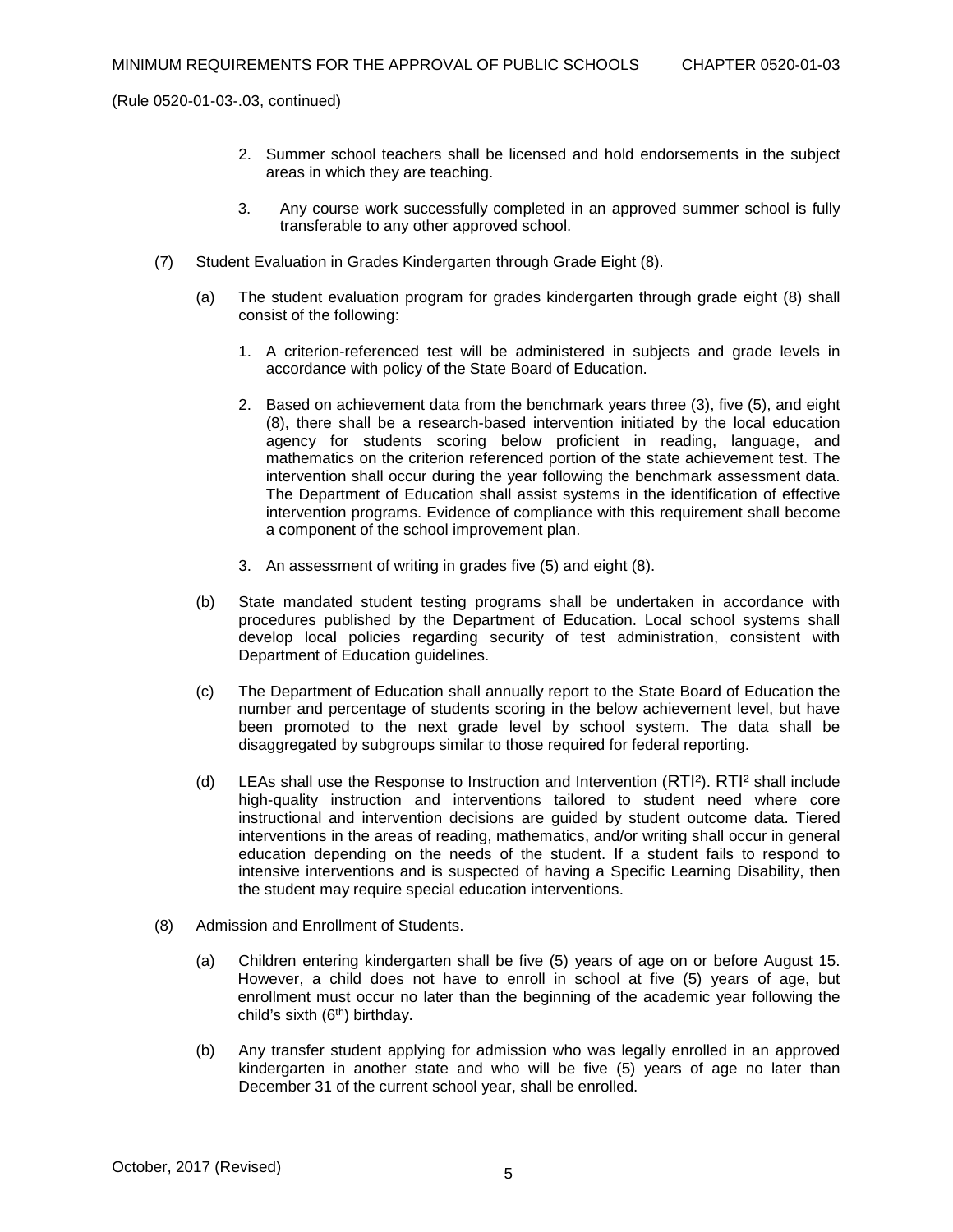(Rule 0520-01-03-.03, continued)

2. Summer school teachers shall be licensed and hold endorsements in the subject areas in which they are teaching.

3. Any course work successfully completed in an approved summer school is fully transferable to any other approved school.

(7) Student Evaluation in Grades Kindergarten through Grade Eight (8).

(a) The student evaluation program for grades kindergarten through grade eight (8) shall consist of the following:

1. A criterion-referenced test will be administered in subjects and grade levels in accordance with policy of the State Board of Education.

2. Based on achievement data from the benchmark years three (3), five (5), and eight (8), there shall be a research-based intervention initiated by the local education agency for students scoring below proficient in reading, language, and mathematics on the criterion referenced portion of the state achievement test. The intervention shall occur during the year following the benchmark assessment data. The Department of Education shall assist systems in the identification of effective intervention programs. Evidence of compliance with this requirement shall become a component of the school improvement plan.

3. An assessment of writing in grades five (5) and eight (8).

(b) State mandated student testing programs shall be undertaken in accordance with procedures published by the Department of Education. Local school systems shall develop local policies regarding security of test administration, consistent with Department of Education guidelines.

(c) The Department of Education shall annually report to the State Board of Education the number and percentage of students scoring in the below achievement level, but have been promoted to the next grade level by school system. The data shall be disaggregated by subgroups similar to those required for federal reporting.

(d) LEAs shall use the Response to Instruction and Intervention (RTI²). RTI² shall include high-quality instruction and interventions tailored to student need where core instructional and intervention decisions are guided by student outcome data. Tiered interventions in the areas of reading, mathematics, and/or writing shall occur in general education depending on the needs of the student. If a student fails to respond to intensive interventions and is suspected of having a Specific Learning Disability, then the student may require special education interventions.

(8) Admission and Enrollment of Students.

(a) Children entering kindergarten shall be five (5) years of age on or before August 15. However, a child does not have to enroll in school at five (5) years of age, but enrollment must occur no later than the beginning of the academic year following the child's sixth (6th) birthday.

(b) Any transfer student applying for admission who was legally enrolled in an approved kindergarten in another state and who will be five (5) years of age no later than December 31 of the current school year, shall be enrolled.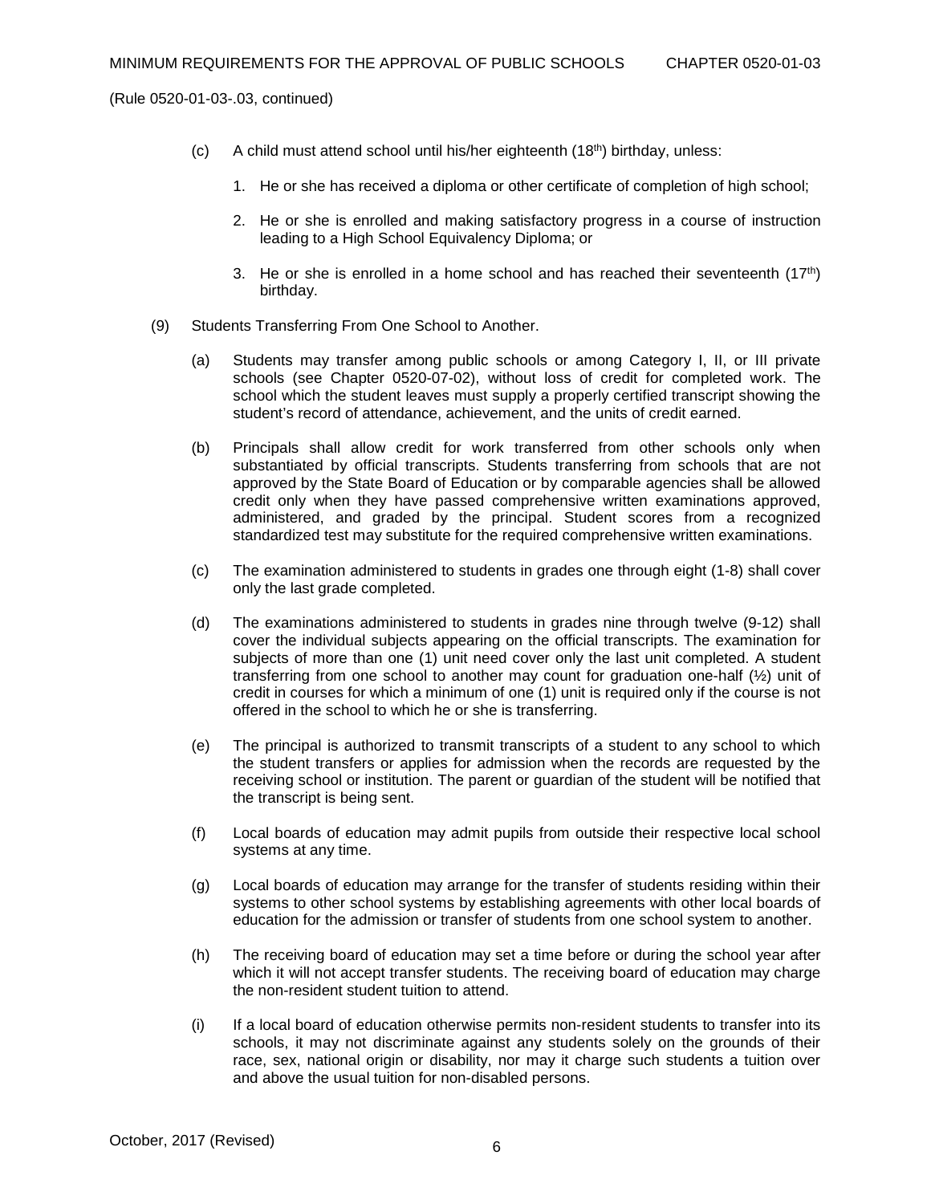(Rule 0520-01-03-.03, continued)

(c) A child must attend school until his/her eighteenth ($18^{th}$) birthday, unless:

1. He or she has received a diploma or other certificate of completion of high school;
2. He or she is enrolled and making satisfactory progress in a course of instruction leading to a High School Equivalency Diploma; or
3. He or she is enrolled in a home school and has reached their seventeenth ($17^{th}$) birthday.

(9) Students Transferring From One School to Another.

(a) Students may transfer among public schools or among Category I, II, or III private schools (see Chapter 0520-07-02), without loss of credit for completed work. The school which the student leaves must supply a properly certified transcript showing the student's record of attendance, achievement, and the units of credit earned.

(b) Principals shall allow credit for work transferred from other schools only when substantiated by official transcripts. Students transferring from schools that are not approved by the State Board of Education or by comparable agencies shall be allowed credit only when they have passed comprehensive written examinations approved, administered, and graded by the principal. Student scores from a recognized standardized test may substitute for the required comprehensive written examinations.

(c) The examination administered to students in grades one through eight (1-8) shall cover only the last grade completed.

(d) The examinations administered to students in grades nine through twelve (9-12) shall cover the individual subjects appearing on the official transcripts. The examination for subjects of more than one (1) unit need cover only the last unit completed. A student transferring from one school to another may count for graduation one-half (½) unit of credit in courses for which a minimum of one (1) unit is required only if the course is not offered in the school to which he or she is transferring.

(e) The principal is authorized to transmit transcripts of a student to any school to which the student transfers or applies for admission when the records are requested by the receiving school or institution. The parent or guardian of the student will be notified that the transcript is being sent.

(f) Local boards of education may admit pupils from outside their respective local school systems at any time.

(g) Local boards of education may arrange for the transfer of students residing within their systems to other school systems by establishing agreements with other local boards of education for the admission or transfer of students from one school system to another.

(h) The receiving board of education may set a time before or during the school year after which it will not accept transfer students. The receiving board of education may charge the non-resident student tuition to attend.

(i) If a local board of education otherwise permits non-resident students to transfer into its schools, it may not discriminate against any students solely on the grounds of their race, sex, national origin or disability, nor may it charge such students a tuition over and above the usual tuition for non-disabled persons.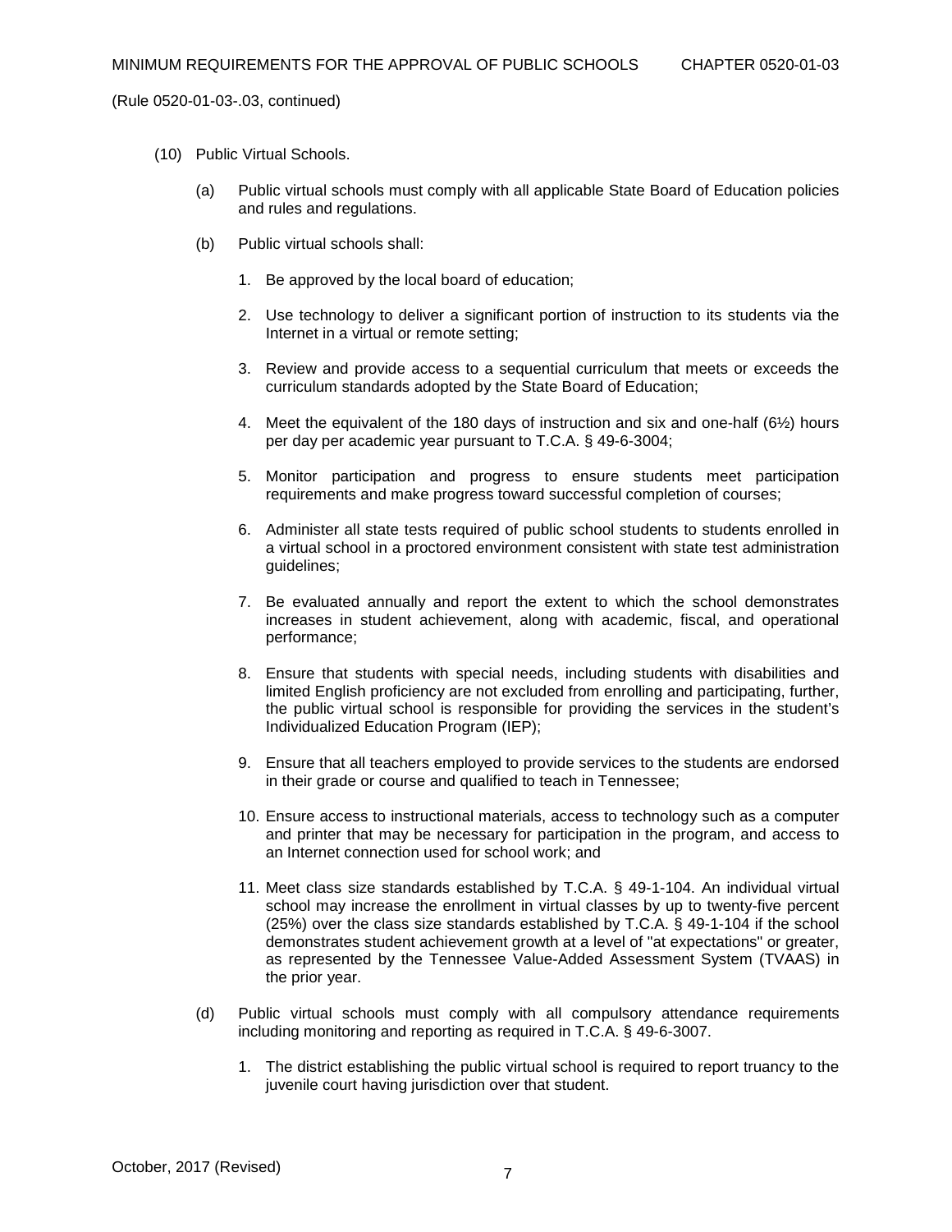(Rule 0520-01-03-.03, continued)

(10) Public Virtual Schools.

(a) Public virtual schools must comply with all applicable State Board of Education policies and rules and regulations.

(b) Public virtual schools shall:

1. Be approved by the local board of education;

2. Use technology to deliver a significant portion of instruction to its students via the Internet in a virtual or remote setting;

3. Review and provide access to a sequential curriculum that meets or exceeds the curriculum standards adopted by the State Board of Education;

4. Meet the equivalent of the 180 days of instruction and six and one-half (6½) hours per day per academic year pursuant to T.C.A. § 49-6-3004;

5. Monitor participation and progress to ensure students meet participation requirements and make progress toward successful completion of courses;

6. Administer all state tests required of public school students to students enrolled in a virtual school in a proctored environment consistent with state test administration guidelines;

7. Be evaluated annually and report the extent to which the school demonstrates increases in student achievement, along with academic, fiscal, and operational performance;

8. Ensure that students with special needs, including students with disabilities and limited English proficiency are not excluded from enrolling and participating, further, the public virtual school is responsible for providing the services in the student's Individualized Education Program (IEP);

9. Ensure that all teachers employed to provide services to the students are endorsed in their grade or course and qualified to teach in Tennessee;

10. Ensure access to instructional materials, access to technology such as a computer and printer that may be necessary for participation in the program, and access to an Internet connection used for school work; and

11. Meet class size standards established by T.C.A. § 49-1-104. An individual virtual school may increase the enrollment in virtual classes by up to twenty-five percent (25%) over the class size standards established by T.C.A. § 49-1-104 if the school demonstrates student achievement growth at a level of "at expectations" or greater, as represented by the Tennessee Value-Added Assessment System (TVAAS) in the prior year.

(d) Public virtual schools must comply with all compulsory attendance requirements including monitoring and reporting as required in T.C.A. § 49-6-3007.

1. The district establishing the public virtual school is required to report truancy to the juvenile court having jurisdiction over that student.

October, 2017 (Revised)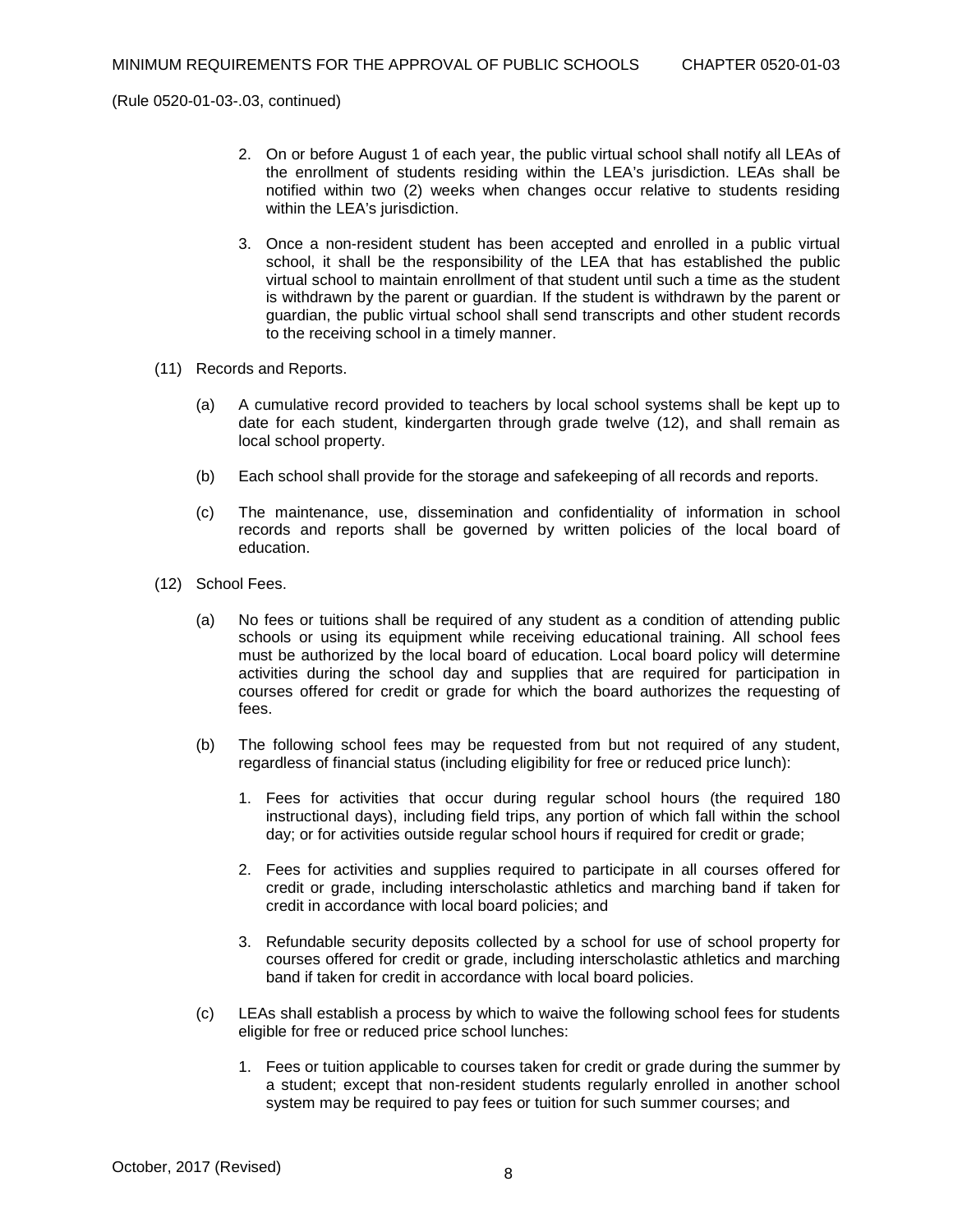(Rule 0520-01-03-.03, continued)

2. On or before August 1 of each year, the public virtual school shall notify all LEAs of the enrollment of students residing within the LEA's jurisdiction. LEAs shall be notified within two (2) weeks when changes occur relative to students residing within the LEA's jurisdiction.

3. Once a non-resident student has been accepted and enrolled in a public virtual school, it shall be the responsibility of the LEA that has established the public virtual school to maintain enrollment of that student until such a time as the student is withdrawn by the parent or guardian. If the student is withdrawn by the parent or guardian, the public virtual school shall send transcripts and other student records to the receiving school in a timely manner.

(11) Records and Reports.

(a) A cumulative record provided to teachers by local school systems shall be kept up to date for each student, kindergarten through grade twelve (12), and shall remain as local school property.

(b) Each school shall provide for the storage and safekeeping of all records and reports.

(c) The maintenance, use, dissemination and confidentiality of information in school records and reports shall be governed by written policies of the local board of education.

(12) School Fees.

(a) No fees or tuitions shall be required of any student as a condition of attending public schools or using its equipment while receiving educational training. All school fees must be authorized by the local board of education. Local board policy will determine activities during the school day and supplies that are required for participation in courses offered for credit or grade for which the board authorizes the requesting of fees.

(b) The following school fees may be requested from but not required of any student, regardless of financial status (including eligibility for free or reduced price lunch):

1. Fees for activities that occur during regular school hours (the required 180 instructional days), including field trips, any portion of which fall within the school day; or for activities outside regular school hours if required for credit or grade;

2. Fees for activities and supplies required to participate in all courses offered for credit or grade, including interscholastic athletics and marching band if taken for credit in accordance with local board policies; and

3. Refundable security deposits collected by a school for use of school property for courses offered for credit or grade, including interscholastic athletics and marching band if taken for credit in accordance with local board policies.

(c) LEAs shall establish a process by which to waive the following school fees for students eligible for free or reduced price school lunches:

1. Fees or tuition applicable to courses taken for credit or grade during the summer by a student; except that non-resident students regularly enrolled in another school system may be required to pay fees or tuition for such summer courses; and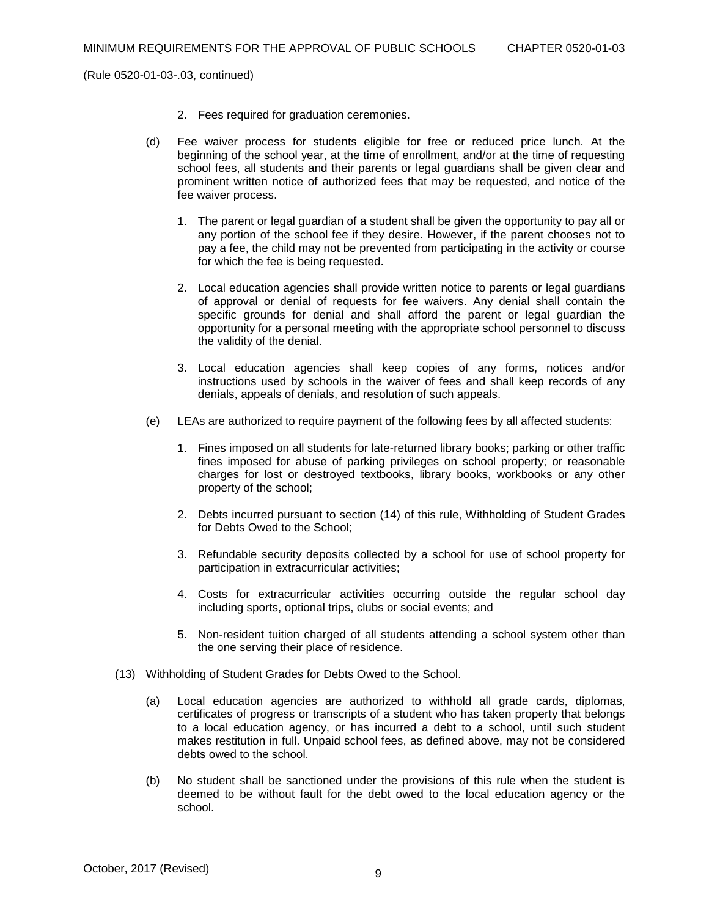(Rule 0520-01-03-.03, continued)

2. Fees required for graduation ceremonies.

(d) Fee waiver process for students eligible for free or reduced price lunch. At the beginning of the school year, at the time of enrollment, and/or at the time of requesting school fees, all students and their parents or legal guardians shall be given clear and prominent written notice of authorized fees that may be requested, and notice of the fee waiver process.

1. The parent or legal guardian of a student shall be given the opportunity to pay all or any portion of the school fee if they desire. However, if the parent chooses not to pay a fee, the child may not be prevented from participating in the activity or course for which the fee is being requested.

2. Local education agencies shall provide written notice to parents or legal guardians of approval or denial of requests for fee waivers. Any denial shall contain the specific grounds for denial and shall afford the parent or legal guardian the opportunity for a personal meeting with the appropriate school personnel to discuss the validity of the denial.

3. Local education agencies shall keep copies of any forms, notices and/or instructions used by schools in the waiver of fees and shall keep records of any denials, appeals of denials, and resolution of such appeals.

(e) LEAs are authorized to require payment of the following fees by all affected students:

1. Fines imposed on all students for late-returned library books; parking or other traffic fines imposed for abuse of parking privileges on school property; or reasonable charges for lost or destroyed textbooks, library books, workbooks or any other property of the school;

2. Debts incurred pursuant to section (14) of this rule, Withholding of Student Grades for Debts Owed to the School;

3. Refundable security deposits collected by a school for use of school property for participation in extracurricular activities;

4. Costs for extracurricular activities occurring outside the regular school day including sports, optional trips, clubs or social events; and

5. Non-resident tuition charged of all students attending a school system other than the one serving their place of residence.

(13) Withholding of Student Grades for Debts Owed to the School.

(a) Local education agencies are authorized to withhold all grade cards, diplomas, certificates of progress or transcripts of a student who has taken property that belongs to a local education agency, or has incurred a debt to a school, until such student makes restitution in full. Unpaid school fees, as defined above, may not be considered debts owed to the school.

(b) No student shall be sanctioned under the provisions of this rule when the student is deemed to be without fault for the debt owed to the local education agency or the school.

October, 2017 (Revised)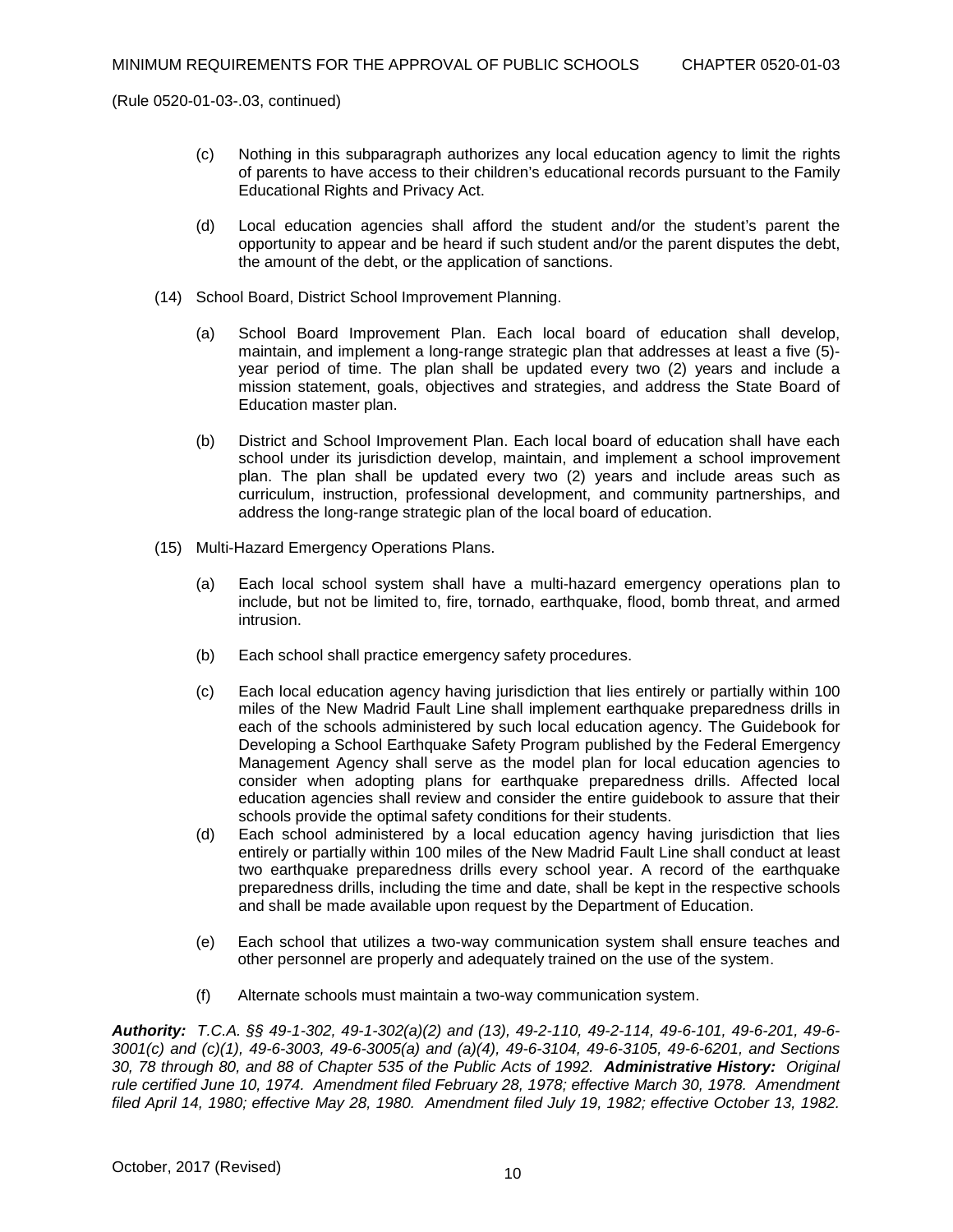(Rule 0520-01-03-.03, continued)

(c) Nothing in this subparagraph authorizes any local education agency to limit the rights of parents to have access to their children's educational records pursuant to the Family Educational Rights and Privacy Act.

(d) Local education agencies shall afford the student and/or the student's parent the opportunity to appear and be heard if such student and/or the parent disputes the debt, the amount of the debt, or the application of sanctions.

(14) School Board, District School Improvement Planning.

(a) School Board Improvement Plan. Each local board of education shall develop, maintain, and implement a long-range strategic plan that addresses at least a five (5)-year period of time. The plan shall be updated every two (2) years and include a mission statement, goals, objectives and strategies, and address the State Board of Education master plan.

(b) District and School Improvement Plan. Each local board of education shall have each school under its jurisdiction develop, maintain, and implement a school improvement plan. The plan shall be updated every two (2) years and include areas such as curriculum, instruction, professional development, and community partnerships, and address the long-range strategic plan of the local board of education.

(15) Multi-Hazard Emergency Operations Plans.

(a) Each local school system shall have a multi-hazard emergency operations plan to include, but not be limited to, fire, tornado, earthquake, flood, bomb threat, and armed intrusion.

(b) Each school shall practice emergency safety procedures.

(c) Each local education agency having jurisdiction that lies entirely or partially within 100 miles of the New Madrid Fault Line shall implement earthquake preparedness drills in each of the schools administered by such local education agency. The Guidebook for Developing a School Earthquake Safety Program published by the Federal Emergency Management Agency shall serve as the model plan for local education agencies to consider when adopting plans for earthquake preparedness drills. Affected local education agencies shall review and consider the entire guidebook to assure that their schools provide the optimal safety conditions for their students.

(d) Each school administered by a local education agency having jurisdiction that lies entirely or partially within 100 miles of the New Madrid Fault Line shall conduct at least two earthquake preparedness drills every school year. A record of the earthquake preparedness drills, including the time and date, shall be kept in the respective schools and shall be made available upon request by the Department of Education.

(e) Each school that utilizes a two-way communication system shall ensure teaches and other personnel are properly and adequately trained on the use of the system.

(f) Alternate schools must maintain a two-way communication system.

***Authority:*** *T.C.A. §§ 49-1-302, 49-1-302(a)(2) and (13), 49-2-110, 49-2-114, 49-6-101, 49-6-201, 49-6-3001(c) and (c)(1), 49-6-3003, 49-6-3005(a) and (a)(4), 49-6-3104, 49-6-3105, 49-6-6201, and Sections 30, 78 through 80, and 88 of Chapter 535 of the Public Acts of 1992.* ***Administrative History:*** *Original rule certified June 10, 1974. Amendment filed February 28, 1978; effective March 30, 1978. Amendment filed April 14, 1980; effective May 28, 1980. Amendment filed July 19, 1982; effective October 13, 1982.*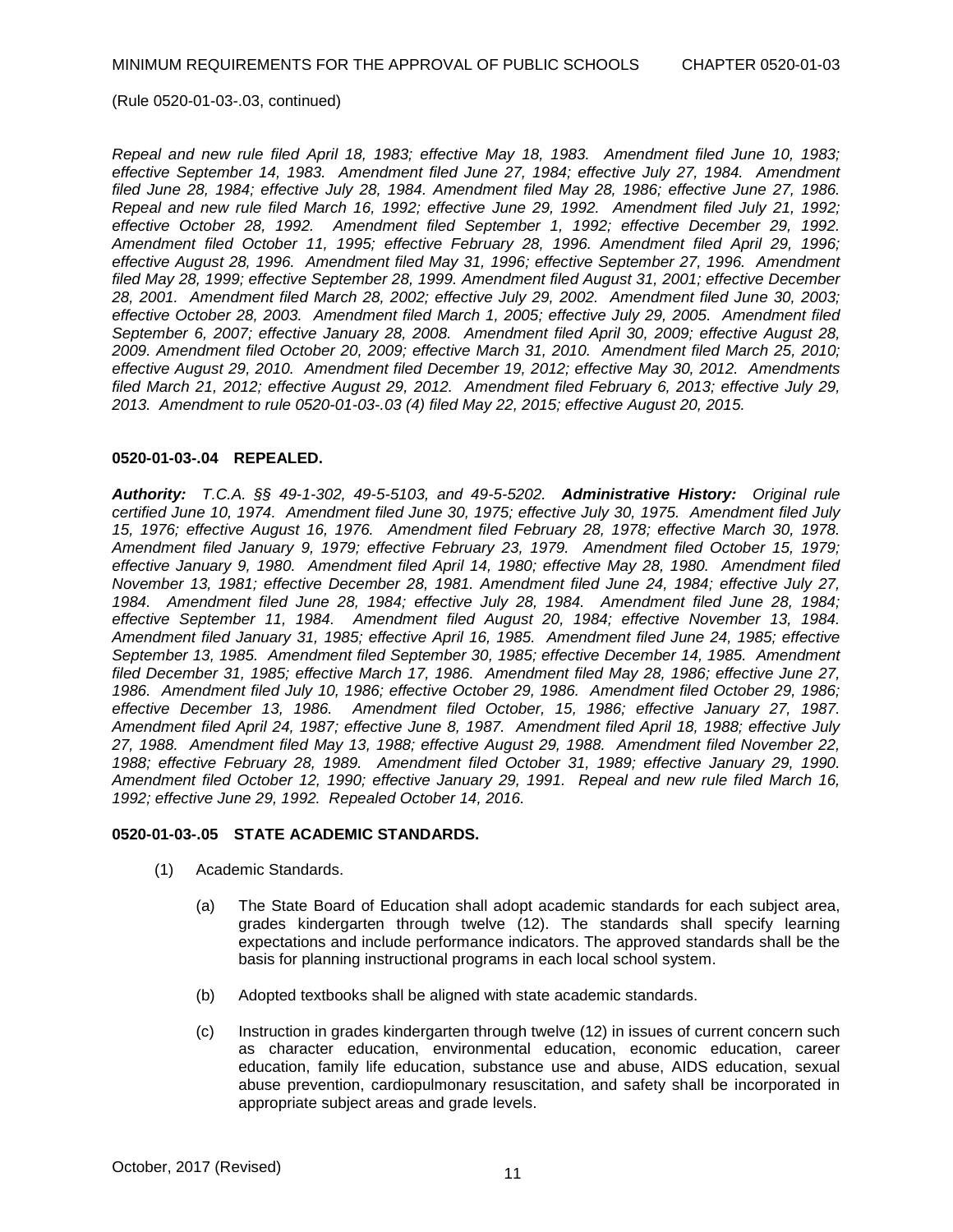(Rule 0520-01-03-.03, continued)

*Repeal and new rule filed April 18, 1983; effective May 18, 1983. Amendment filed June 10, 1983; effective September 14, 1983. Amendment filed June 27, 1984; effective July 27, 1984. Amendment filed June 28, 1984; effective July 28, 1984. Amendment filed May 28, 1986; effective June 27, 1986. Repeal and new rule filed March 16, 1992; effective June 29, 1992. Amendment filed July 21, 1992; effective October 28, 1992. Amendment filed September 1, 1992; effective December 29, 1992. Amendment filed October 11, 1995; effective February 28, 1996. Amendment filed April 29, 1996; effective August 28, 1996. Amendment filed May 31, 1996; effective September 27, 1996. Amendment filed May 28, 1999; effective September 28, 1999. Amendment filed August 31, 2001; effective December 28, 2001. Amendment filed March 28, 2002; effective July 29, 2002. Amendment filed June 30, 2003; effective October 28, 2003. Amendment filed March 1, 2005; effective July 29, 2005. Amendment filed September 6, 2007; effective January 28, 2008. Amendment filed April 30, 2009; effective August 28, 2009. Amendment filed October 20, 2009; effective March 31, 2010. Amendment filed March 25, 2010; effective August 29, 2010. Amendment filed December 19, 2012; effective May 30, 2012. Amendments filed March 21, 2012; effective August 29, 2012. Amendment filed February 6, 2013; effective July 29, 2013. Amendment to rule 0520-01-03-.03 (4) filed May 22, 2015; effective August 20, 2015.*

**0520-01-03-.04 REPEALED.**

***Authority:*** *T.C.A. §§ 49-1-302, 49-5-5103, and 49-5-5202.* ***Administrative History:*** *Original rule certified June 10, 1974. Amendment filed June 30, 1975; effective July 30, 1975. Amendment filed July 15, 1976; effective August 16, 1976. Amendment filed February 28, 1978; effective March 30, 1978. Amendment filed January 9, 1979; effective February 23, 1979. Amendment filed October 15, 1979; effective January 9, 1980. Amendment filed April 14, 1980; effective May 28, 1980. Amendment filed November 13, 1981; effective December 28, 1981. Amendment filed June 24, 1984; effective July 27, 1984. Amendment filed June 28, 1984; effective July 28, 1984. Amendment filed June 28, 1984; effective September 11, 1984. Amendment filed August 20, 1984; effective November 13, 1984. Amendment filed January 31, 1985; effective April 16, 1985. Amendment filed June 24, 1985; effective September 13, 1985. Amendment filed September 30, 1985; effective December 14, 1985. Amendment filed December 31, 1985; effective March 17, 1986. Amendment filed May 28, 1986; effective June 27, 1986. Amendment filed July 10, 1986; effective October 29, 1986. Amendment filed October 29, 1986; effective December 13, 1986. Amendment filed October, 15, 1986; effective January 27, 1987. Amendment filed April 24, 1987; effective June 8, 1987. Amendment filed April 18, 1988; effective July 27, 1988. Amendment filed May 13, 1988; effective August 29, 1988. Amendment filed November 22, 1988; effective February 28, 1989. Amendment filed October 31, 1989; effective January 29, 1990. Amendment filed October 12, 1990; effective January 29, 1991. Repeal and new rule filed March 16, 1992; effective June 29, 1992. Repealed October 14, 2016.*

**0520-01-03-.05 STATE ACADEMIC STANDARDS.**

(1) Academic Standards.

 (a) The State Board of Education shall adopt academic standards for each subject area, grades kindergarten through twelve (12). The standards shall specify learning expectations and include performance indicators. The approved standards shall be the basis for planning instructional programs in each local school system.

 (b) Adopted textbooks shall be aligned with state academic standards.

 (c) Instruction in grades kindergarten through twelve (12) in issues of current concern such as character education, environmental education, economic education, career education, family life education, substance use and abuse, AIDS education, sexual abuse prevention, cardiopulmonary resuscitation, and safety shall be incorporated in appropriate subject areas and grade levels.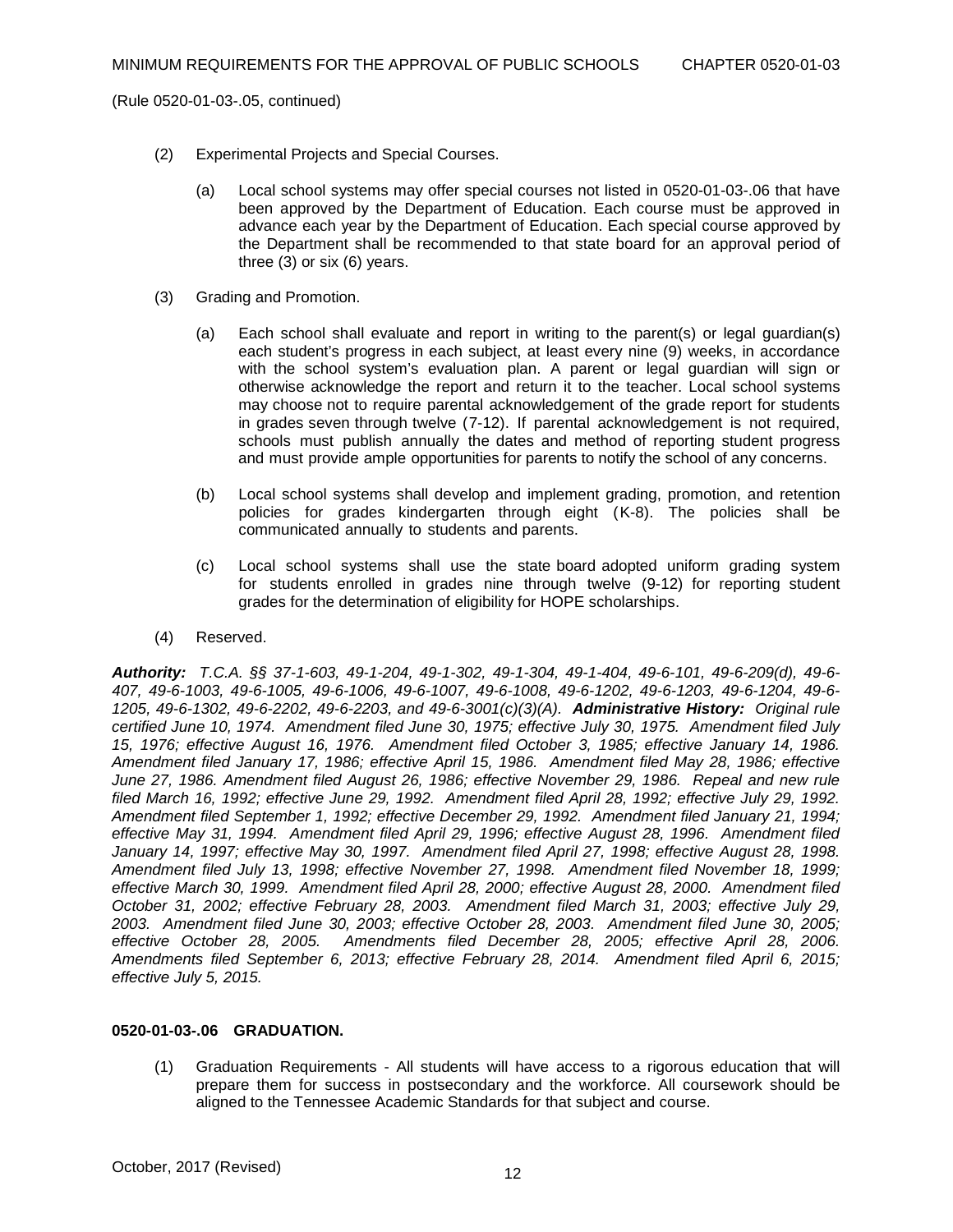(Rule 0520-01-03-.05, continued)

(2) Experimental Projects and Special Courses.

(a) Local school systems may offer special courses not listed in 0520-01-03-.06 that have been approved by the Department of Education. Each course must be approved in advance each year by the Department of Education. Each special course approved by the Department shall be recommended to that state board for an approval period of three (3) or six (6) years.

(3) Grading and Promotion.

(a) Each school shall evaluate and report in writing to the parent(s) or legal guardian(s) each student's progress in each subject, at least every nine (9) weeks, in accordance with the school system's evaluation plan. A parent or legal guardian will sign or otherwise acknowledge the report and return it to the teacher. Local school systems may choose not to require parental acknowledgement of the grade report for students in grades seven through twelve (7-12). If parental acknowledgement is not required, schools must publish annually the dates and method of reporting student progress and must provide ample opportunities for parents to notify the school of any concerns.

(b) Local school systems shall develop and implement grading, promotion, and retention policies for grades kindergarten through eight (K-8). The policies shall be communicated annually to students and parents.

(c) Local school systems shall use the state board adopted uniform grading system for students enrolled in grades nine through twelve (9-12) for reporting student grades for the determination of eligibility for HOPE scholarships.

(4) Reserved.

***Authority:*** *T.C.A. §§ 37-1-603, 49-1-204, 49-1-302, 49-1-304, 49-1-404, 49-6-101, 49-6-209(d), 49-6-407, 49-6-1003, 49-6-1005, 49-6-1006, 49-6-1007, 49-6-1008, 49-6-1202, 49-6-1203, 49-6-1204, 49-6-1205, 49-6-1302, 49-6-2202, 49-6-2203, and 49-6-3001(c)(3)(A).* ***Administrative History:*** *Original rule certified June 10, 1974. Amendment filed June 30, 1975; effective July 30, 1975. Amendment filed July 15, 1976; effective August 16, 1976. Amendment filed October 3, 1985; effective January 14, 1986. Amendment filed January 17, 1986; effective April 15, 1986. Amendment filed May 28, 1986; effective June 27, 1986. Amendment filed August 26, 1986; effective November 29, 1986. Repeal and new rule filed March 16, 1992; effective June 29, 1992. Amendment filed April 28, 1992; effective July 29, 1992. Amendment filed September 1, 1992; effective December 29, 1992. Amendment filed January 21, 1994; effective May 31, 1994. Amendment filed April 29, 1996; effective August 28, 1996. Amendment filed January 14, 1997; effective May 30, 1997. Amendment filed April 27, 1998; effective August 28, 1998. Amendment filed July 13, 1998; effective November 27, 1998. Amendment filed November 18, 1999; effective March 30, 1999. Amendment filed April 28, 2000; effective August 28, 2000. Amendment filed October 31, 2002; effective February 28, 2003. Amendment filed March 31, 2003; effective July 29, 2003. Amendment filed June 30, 2003; effective October 28, 2003. Amendment filed June 30, 2005; effective October 28, 2005. Amendments filed December 28, 2005; effective April 28, 2006. Amendments filed September 6, 2013; effective February 28, 2014. Amendment filed April 6, 2015; effective July 5, 2015.*

## 0520-01-03-.06 GRADUATION.

(1) Graduation Requirements - All students will have access to a rigorous education that will prepare them for success in postsecondary and the workforce. All coursework should be aligned to the Tennessee Academic Standards for that subject and course.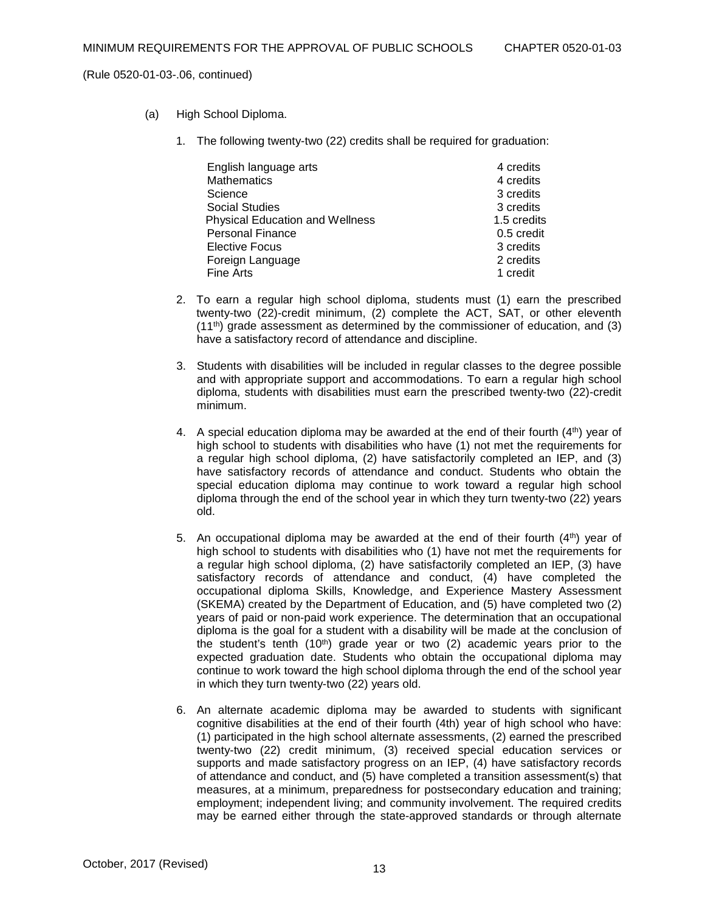(Rule 0520-01-03-.06, continued)

(a) High School Diploma.

1. The following twenty-two (22) credits shall be required for graduation:

| | |
|---|---|
| English language arts | 4 credits |
| Mathematics | 4 credits |
| Science | 3 credits |
| Social Studies | 3 credits |
| Physical Education and Wellness | 1.5 credits |
| Personal Finance | 0.5 credit |
| Elective Focus | 3 credits |
| Foreign Language | 2 credits |
| Fine Arts | 1 credit |

2. To earn a regular high school diploma, students must (1) earn the prescribed twenty-two (22)-credit minimum, (2) complete the ACT, SAT, or other eleventh (11th) grade assessment as determined by the commissioner of education, and (3) have a satisfactory record of attendance and discipline.

3. Students with disabilities will be included in regular classes to the degree possible and with appropriate support and accommodations. To earn a regular high school diploma, students with disabilities must earn the prescribed twenty-two (22)-credit minimum.

4. A special education diploma may be awarded at the end of their fourth (4th) year of high school to students with disabilities who have (1) not met the requirements for a regular high school diploma, (2) have satisfactorily completed an IEP, and (3) have satisfactory records of attendance and conduct. Students who obtain the special education diploma may continue to work toward a regular high school diploma through the end of the school year in which they turn twenty-two (22) years old.

5. An occupational diploma may be awarded at the end of their fourth (4th) year of high school to students with disabilities who (1) have not met the requirements for a regular high school diploma, (2) have satisfactorily completed an IEP, (3) have satisfactory records of attendance and conduct, (4) have completed the occupational diploma Skills, Knowledge, and Experience Mastery Assessment (SKEMA) created by the Department of Education, and (5) have completed two (2) years of paid or non-paid work experience. The determination that an occupational diploma is the goal for a student with a disability will be made at the conclusion of the student's tenth (10th) grade year or two (2) academic years prior to the expected graduation date. Students who obtain the occupational diploma may continue to work toward the high school diploma through the end of the school year in which they turn twenty-two (22) years old.

6. An alternate academic diploma may be awarded to students with significant cognitive disabilities at the end of their fourth (4th) year of high school who have: (1) participated in the high school alternate assessments, (2) earned the prescribed twenty-two (22) credit minimum, (3) received special education services or supports and made satisfactory progress on an IEP, (4) have satisfactory records of attendance and conduct, and (5) have completed a transition assessment(s) that measures, at a minimum, preparedness for postsecondary education and training; employment; independent living; and community involvement. The required credits may be earned either through the state-approved standards or through alternate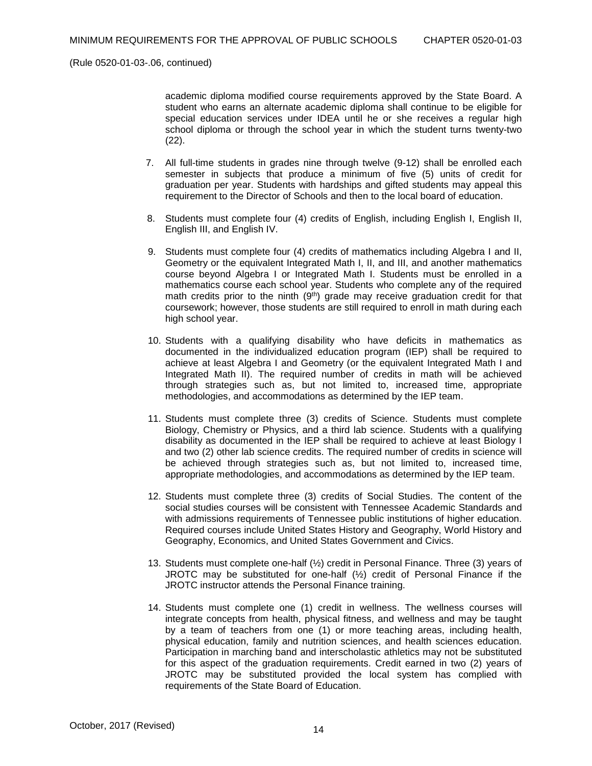(Rule 0520-01-03-.06, continued)

academic diploma modified course requirements approved by the State Board. A student who earns an alternate academic diploma shall continue to be eligible for special education services under IDEA until he or she receives a regular high school diploma or through the school year in which the student turns twenty-two (22).

7. All full-time students in grades nine through twelve (9-12) shall be enrolled each semester in subjects that produce a minimum of five (5) units of credit for graduation per year. Students with hardships and gifted students may appeal this requirement to the Director of Schools and then to the local board of education.

8. Students must complete four (4) credits of English, including English I, English II, English III, and English IV.

9. Students must complete four (4) credits of mathematics including Algebra I and II, Geometry or the equivalent Integrated Math I, II, and III, and another mathematics course beyond Algebra I or Integrated Math I. Students must be enrolled in a mathematics course each school year. Students who complete any of the required math credits prior to the ninth (9th) grade may receive graduation credit for that coursework; however, those students are still required to enroll in math during each high school year.

10. Students with a qualifying disability who have deficits in mathematics as documented in the individualized education program (IEP) shall be required to achieve at least Algebra I and Geometry (or the equivalent Integrated Math I and Integrated Math II). The required number of credits in math will be achieved through strategies such as, but not limited to, increased time, appropriate methodologies, and accommodations as determined by the IEP team.

11. Students must complete three (3) credits of Science. Students must complete Biology, Chemistry or Physics, and a third lab science. Students with a qualifying disability as documented in the IEP shall be required to achieve at least Biology I and two (2) other lab science credits. The required number of credits in science will be achieved through strategies such as, but not limited to, increased time, appropriate methodologies, and accommodations as determined by the IEP team.

12. Students must complete three (3) credits of Social Studies. The content of the social studies courses will be consistent with Tennessee Academic Standards and with admissions requirements of Tennessee public institutions of higher education. Required courses include United States History and Geography, World History and Geography, Economics, and United States Government and Civics.

13. Students must complete one-half (½) credit in Personal Finance. Three (3) years of JROTC may be substituted for one-half (½) credit of Personal Finance if the JROTC instructor attends the Personal Finance training.

14. Students must complete one (1) credit in wellness. The wellness courses will integrate concepts from health, physical fitness, and wellness and may be taught by a team of teachers from one (1) or more teaching areas, including health, physical education, family and nutrition sciences, and health sciences education. Participation in marching band and interscholastic athletics may not be substituted for this aspect of the graduation requirements. Credit earned in two (2) years of JROTC may be substituted provided the local system has complied with requirements of the State Board of Education.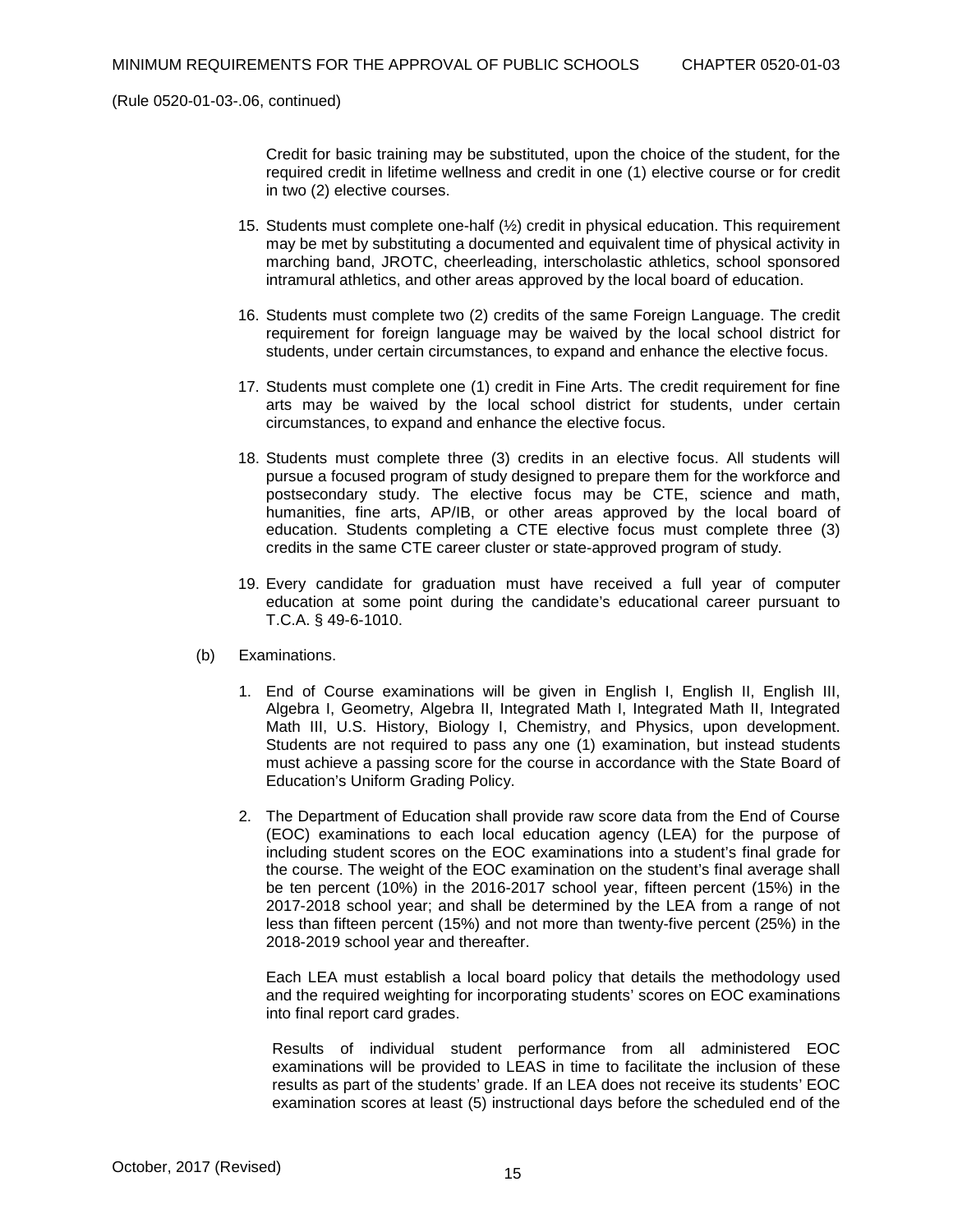(Rule 0520-01-03-.06, continued)

Credit for basic training may be substituted, upon the choice of the student, for the required credit in lifetime wellness and credit in one (1) elective course or for credit in two (2) elective courses.

15. Students must complete one-half (½) credit in physical education. This requirement may be met by substituting a documented and equivalent time of physical activity in marching band, JROTC, cheerleading, interscholastic athletics, school sponsored intramural athletics, and other areas approved by the local board of education.

16. Students must complete two (2) credits of the same Foreign Language. The credit requirement for foreign language may be waived by the local school district for students, under certain circumstances, to expand and enhance the elective focus.

17. Students must complete one (1) credit in Fine Arts. The credit requirement for fine arts may be waived by the local school district for students, under certain circumstances, to expand and enhance the elective focus.

18. Students must complete three (3) credits in an elective focus. All students will pursue a focused program of study designed to prepare them for the workforce and postsecondary study. The elective focus may be CTE, science and math, humanities, fine arts, AP/IB, or other areas approved by the local board of education. Students completing a CTE elective focus must complete three (3) credits in the same CTE career cluster or state-approved program of study.

19. Every candidate for graduation must have received a full year of computer education at some point during the candidate's educational career pursuant to T.C.A. § 49-6-1010.

(b) Examinations.

1. End of Course examinations will be given in English I, English II, English III, Algebra I, Geometry, Algebra II, Integrated Math I, Integrated Math II, Integrated Math III, U.S. History, Biology I, Chemistry, and Physics, upon development. Students are not required to pass any one (1) examination, but instead students must achieve a passing score for the course in accordance with the State Board of Education's Uniform Grading Policy.

2. The Department of Education shall provide raw score data from the End of Course (EOC) examinations to each local education agency (LEA) for the purpose of including student scores on the EOC examinations into a student's final grade for the course. The weight of the EOC examination on the student's final average shall be ten percent (10%) in the 2016-2017 school year, fifteen percent (15%) in the 2017-2018 school year; and shall be determined by the LEA from a range of not less than fifteen percent (15%) and not more than twenty-five percent (25%) in the 2018-2019 school year and thereafter.

   Each LEA must establish a local board policy that details the methodology used and the required weighting for incorporating students' scores on EOC examinations into final report card grades.

   Results of individual student performance from all administered EOC examinations will be provided to LEAS in time to facilitate the inclusion of these results as part of the students' grade. If an LEA does not receive its students' EOC examination scores at least (5) instructional days before the scheduled end of the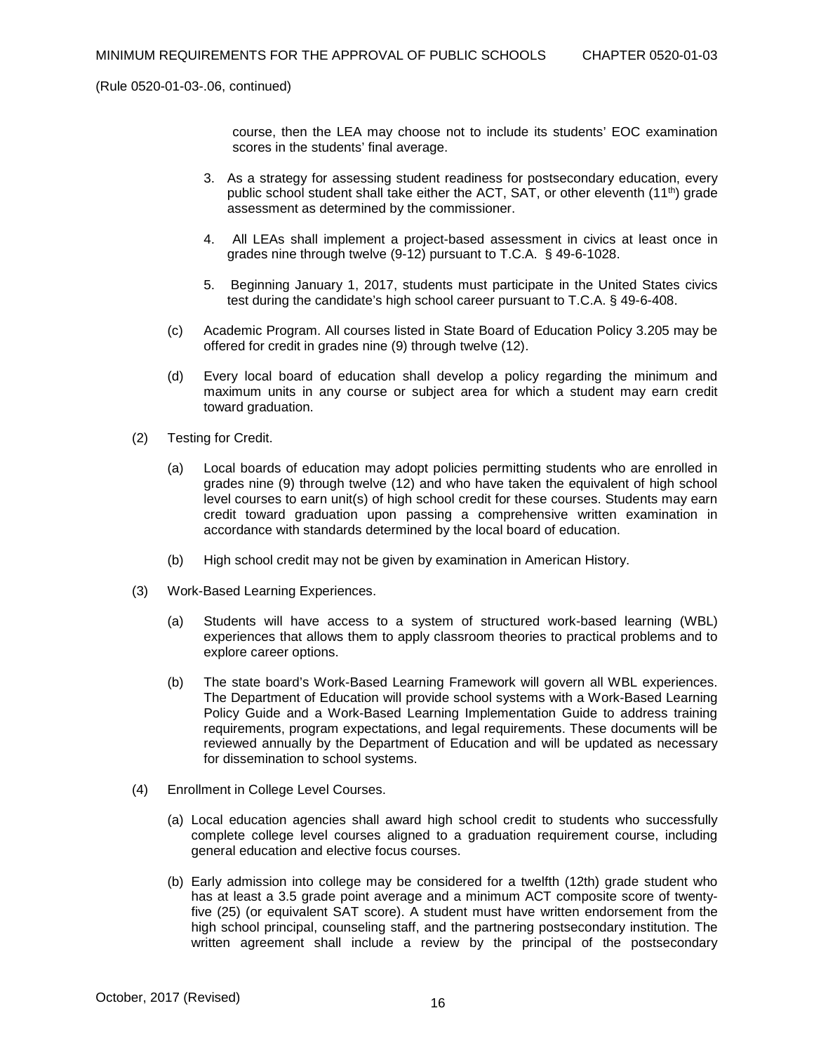(Rule 0520-01-03-.06, continued)

course, then the LEA may choose not to include its students' EOC examination scores in the students' final average.

3. As a strategy for assessing student readiness for postsecondary education, every public school student shall take either the ACT, SAT, or other eleventh (11th) grade assessment as determined by the commissioner.

4. All LEAs shall implement a project-based assessment in civics at least once in grades nine through twelve (9-12) pursuant to T.C.A. § 49-6-1028.

5. Beginning January 1, 2017, students must participate in the United States civics test during the candidate's high school career pursuant to T.C.A. § 49-6-408.

(c) Academic Program. All courses listed in State Board of Education Policy 3.205 may be offered for credit in grades nine (9) through twelve (12).

(d) Every local board of education shall develop a policy regarding the minimum and maximum units in any course or subject area for which a student may earn credit toward graduation.

(2) Testing for Credit.

(a) Local boards of education may adopt policies permitting students who are enrolled in grades nine (9) through twelve (12) and who have taken the equivalent of high school level courses to earn unit(s) of high school credit for these courses. Students may earn credit toward graduation upon passing a comprehensive written examination in accordance with standards determined by the local board of education.

(b) High school credit may not be given by examination in American History.

(3) Work-Based Learning Experiences.

(a) Students will have access to a system of structured work-based learning (WBL) experiences that allows them to apply classroom theories to practical problems and to explore career options.

(b) The state board's Work-Based Learning Framework will govern all WBL experiences. The Department of Education will provide school systems with a Work-Based Learning Policy Guide and a Work-Based Learning Implementation Guide to address training requirements, program expectations, and legal requirements. These documents will be reviewed annually by the Department of Education and will be updated as necessary for dissemination to school systems.

(4) Enrollment in College Level Courses.

(a) Local education agencies shall award high school credit to students who successfully complete college level courses aligned to a graduation requirement course, including general education and elective focus courses.

(b) Early admission into college may be considered for a twelfth (12th) grade student who has at least a 3.5 grade point average and a minimum ACT composite score of twenty-five (25) (or equivalent SAT score). A student must have written endorsement from the high school principal, counseling staff, and the partnering postsecondary institution. The written agreement shall include a review by the principal of the postsecondary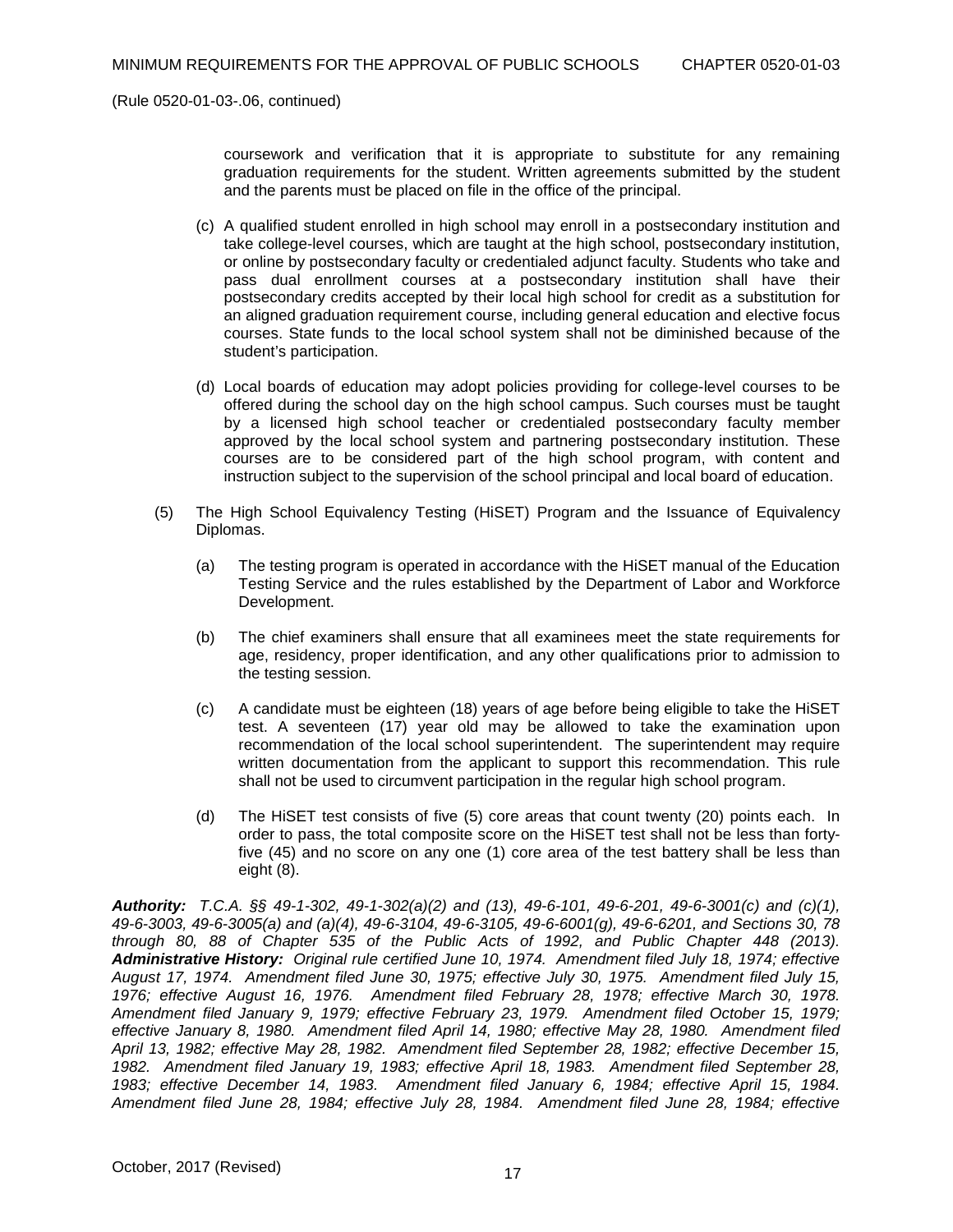(Rule 0520-01-03-.06, continued)

coursework and verification that it is appropriate to substitute for any remaining graduation requirements for the student. Written agreements submitted by the student and the parents must be placed on file in the office of the principal.

(c) A qualified student enrolled in high school may enroll in a postsecondary institution and take college-level courses, which are taught at the high school, postsecondary institution, or online by postsecondary faculty or credentialed adjunct faculty. Students who take and pass dual enrollment courses at a postsecondary institution shall have their postsecondary credits accepted by their local high school for credit as a substitution for an aligned graduation requirement course, including general education and elective focus courses. State funds to the local school system shall not be diminished because of the student's participation.

(d) Local boards of education may adopt policies providing for college-level courses to be offered during the school day on the high school campus. Such courses must be taught by a licensed high school teacher or credentialed postsecondary faculty member approved by the local school system and partnering postsecondary institution. These courses are to be considered part of the high school program, with content and instruction subject to the supervision of the school principal and local board of education.

(5) The High School Equivalency Testing (HiSET) Program and the Issuance of Equivalency Diplomas.

(a) The testing program is operated in accordance with the HiSET manual of the Education Testing Service and the rules established by the Department of Labor and Workforce Development.

(b) The chief examiners shall ensure that all examinees meet the state requirements for age, residency, proper identification, and any other qualifications prior to admission to the testing session.

(c) A candidate must be eighteen (18) years of age before being eligible to take the HiSET test. A seventeen (17) year old may be allowed to take the examination upon recommendation of the local school superintendent. The superintendent may require written documentation from the applicant to support this recommendation. This rule shall not be used to circumvent participation in the regular high school program.

(d) The HiSET test consists of five (5) core areas that count twenty (20) points each. In order to pass, the total composite score on the HiSET test shall not be less than forty-five (45) and no score on any one (1) core area of the test battery shall be less than eight (8).

***Authority:*** *T.C.A. §§ 49-1-302, 49-1-302(a)(2) and (13), 49-6-101, 49-6-201, 49-6-3001(c) and (c)(1), 49-6-3003, 49-6-3005(a) and (a)(4), 49-6-3104, 49-6-3105, 49-6-6001(g), 49-6-6201, and Sections 30, 78 through 80, 88 of Chapter 535 of the Public Acts of 1992, and Public Chapter 448 (2013).* ***Administrative History:*** *Original rule certified June 10, 1974. Amendment filed July 18, 1974; effective August 17, 1974. Amendment filed June 30, 1975; effective July 30, 1975. Amendment filed July 15, 1976; effective August 16, 1976. Amendment filed February 28, 1978; effective March 30, 1978. Amendment filed January 9, 1979; effective February 23, 1979. Amendment filed October 15, 1979; effective January 8, 1980. Amendment filed April 14, 1980; effective May 28, 1980. Amendment filed April 13, 1982; effective May 28, 1982. Amendment filed September 28, 1982; effective December 15, 1982. Amendment filed January 19, 1983; effective April 18, 1983. Amendment filed September 28, 1983; effective December 14, 1983. Amendment filed January 6, 1984; effective April 15, 1984. Amendment filed June 28, 1984; effective July 28, 1984. Amendment filed June 28, 1984; effective*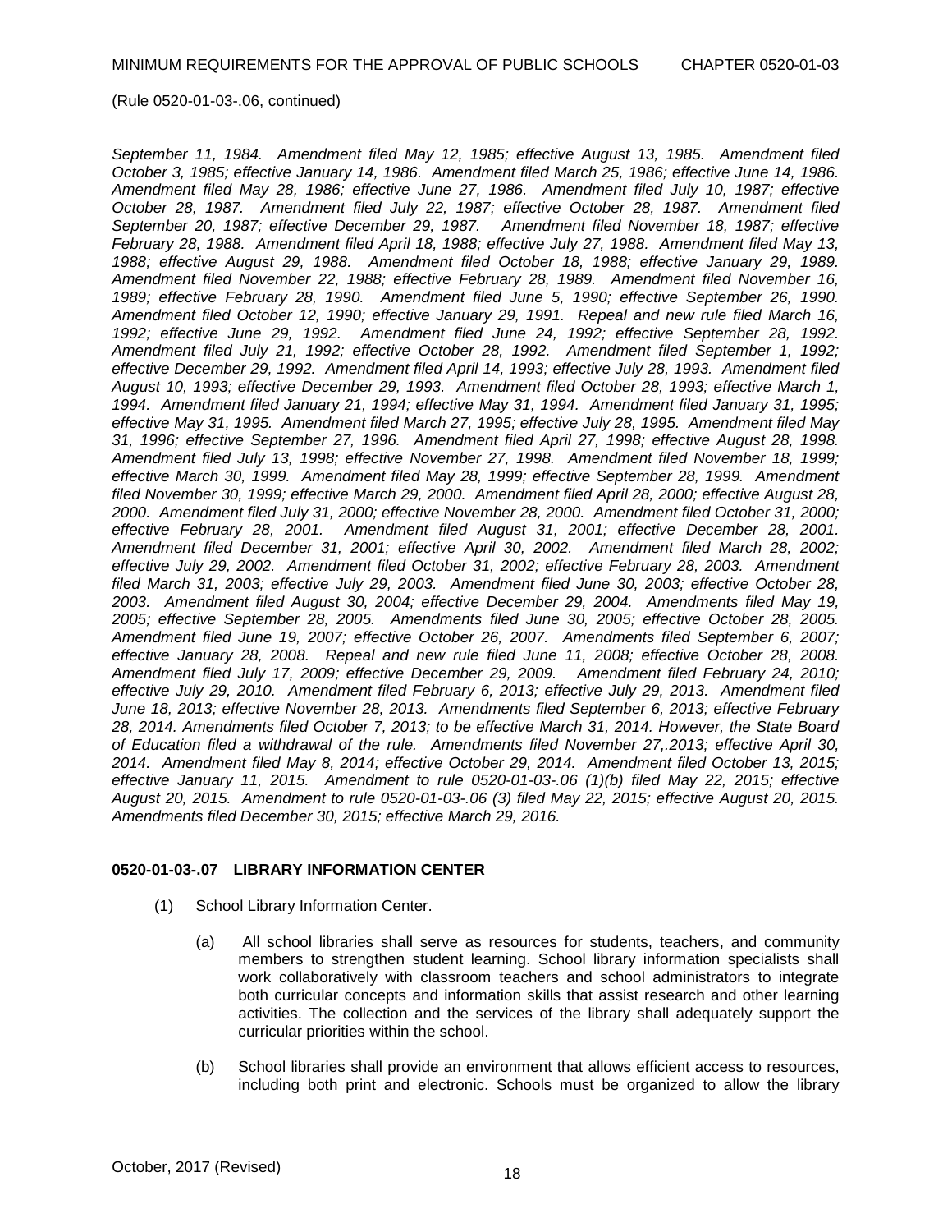(Rule 0520-01-03-.06, continued)

*September 11, 1984. Amendment filed May 12, 1985; effective August 13, 1985. Amendment filed October 3, 1985; effective January 14, 1986. Amendment filed March 25, 1986; effective June 14, 1986. Amendment filed May 28, 1986; effective June 27, 1986. Amendment filed July 10, 1987; effective October 28, 1987. Amendment filed July 22, 1987; effective October 28, 1987. Amendment filed September 20, 1987; effective December 29, 1987. Amendment filed November 18, 1987; effective February 28, 1988. Amendment filed April 18, 1988; effective July 27, 1988. Amendment filed May 13, 1988; effective August 29, 1988. Amendment filed October 18, 1988; effective January 29, 1989. Amendment filed November 22, 1988; effective February 28, 1989. Amendment filed November 16, 1989; effective February 28, 1990. Amendment filed June 5, 1990; effective September 26, 1990. Amendment filed October 12, 1990; effective January 29, 1991. Repeal and new rule filed March 16, 1992; effective June 29, 1992. Amendment filed June 24, 1992; effective September 28, 1992. Amendment filed July 21, 1992; effective October 28, 1992. Amendment filed September 1, 1992; effective December 29, 1992. Amendment filed April 14, 1993; effective July 28, 1993. Amendment filed August 10, 1993; effective December 29, 1993. Amendment filed October 28, 1993; effective March 1, 1994. Amendment filed January 21, 1994; effective May 31, 1994. Amendment filed January 31, 1995; effective May 31, 1995. Amendment filed March 27, 1995; effective July 28, 1995. Amendment filed May 31, 1996; effective September 27, 1996. Amendment filed April 27, 1998; effective August 28, 1998. Amendment filed July 13, 1998; effective November 27, 1998. Amendment filed November 18, 1999; effective March 30, 1999. Amendment filed May 28, 1999; effective September 28, 1999. Amendment filed November 30, 1999; effective March 29, 2000. Amendment filed April 28, 2000; effective August 28, 2000. Amendment filed July 31, 2000; effective November 28, 2000. Amendment filed October 31, 2000; effective February 28, 2001. Amendment filed August 31, 2001; effective December 28, 2001. Amendment filed December 31, 2001; effective April 30, 2002. Amendment filed March 28, 2002; effective July 29, 2002. Amendment filed October 31, 2002; effective February 28, 2003. Amendment filed March 31, 2003; effective July 29, 2003. Amendment filed June 30, 2003; effective October 28, 2003. Amendment filed August 30, 2004; effective December 29, 2004. Amendments filed May 19, 2005; effective September 28, 2005. Amendments filed June 30, 2005; effective October 28, 2005. Amendment filed June 19, 2007; effective October 26, 2007. Amendments filed September 6, 2007; effective January 28, 2008. Repeal and new rule filed June 11, 2008; effective October 28, 2008. Amendment filed July 17, 2009; effective December 29, 2009. Amendment filed February 24, 2010; effective July 29, 2010. Amendment filed February 6, 2013; effective July 29, 2013. Amendment filed June 18, 2013; effective November 28, 2013. Amendments filed September 6, 2013; effective February 28, 2014. Amendments filed October 7, 2013; to be effective March 31, 2014. However, the State Board of Education filed a withdrawal of the rule. Amendments filed November 27,.2013; effective April 30, 2014. Amendment filed May 8, 2014; effective October 29, 2014. Amendment filed October 13, 2015; effective January 11, 2015. Amendment to rule 0520-01-03-.06 (1)(b) filed May 22, 2015; effective August 20, 2015. Amendment to rule 0520-01-03-.06 (3) filed May 22, 2015; effective August 20, 2015. Amendments filed December 30, 2015; effective March 29, 2016.*

**0520-01-03-.07 LIBRARY INFORMATION CENTER**

(1) School Library Information Center.

(a) All school libraries shall serve as resources for students, teachers, and community members to strengthen student learning. School library information specialists shall work collaboratively with classroom teachers and school administrators to integrate both curricular concepts and information skills that assist research and other learning activities. The collection and the services of the library shall adequately support the curricular priorities within the school.

(b) School libraries shall provide an environment that allows efficient access to resources, including both print and electronic. Schools must be organized to allow the library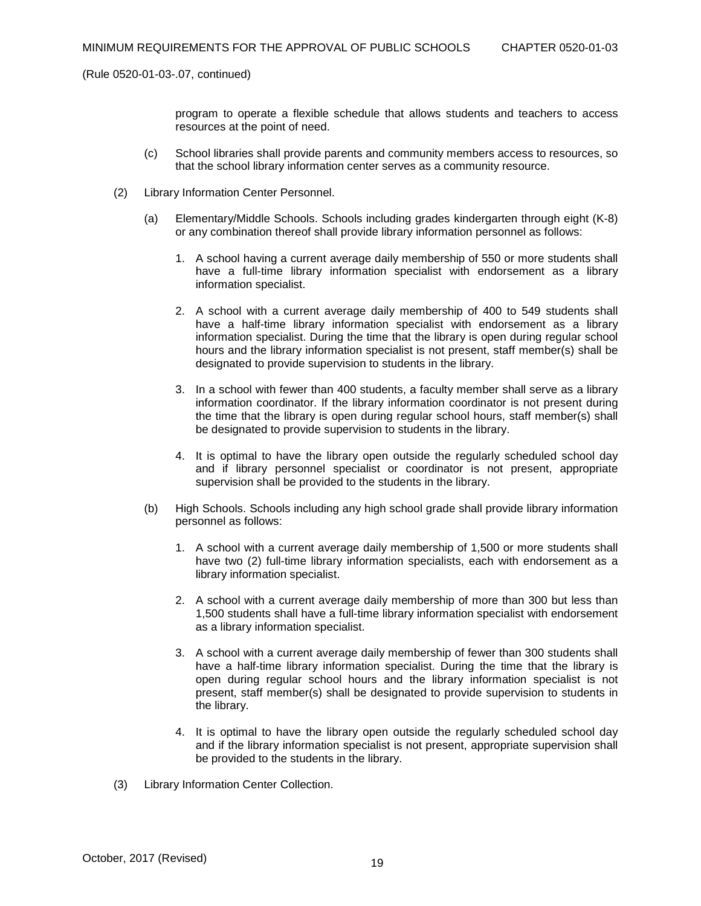(Rule 0520-01-03-.07, continued)

program to operate a flexible schedule that allows students and teachers to access resources at the point of need.

(c) School libraries shall provide parents and community members access to resources, so that the school library information center serves as a community resource.

(2) Library Information Center Personnel.

(a) Elementary/Middle Schools. Schools including grades kindergarten through eight (K-8) or any combination thereof shall provide library information personnel as follows:

1. A school having a current average daily membership of 550 or more students shall have a full-time library information specialist with endorsement as a library information specialist.

2. A school with a current average daily membership of 400 to 549 students shall have a half-time library information specialist with endorsement as a library information specialist. During the time that the library is open during regular school hours and the library information specialist is not present, staff member(s) shall be designated to provide supervision to students in the library.

3. In a school with fewer than 400 students, a faculty member shall serve as a library information coordinator. If the library information coordinator is not present during the time that the library is open during regular school hours, staff member(s) shall be designated to provide supervision to students in the library.

4. It is optimal to have the library open outside the regularly scheduled school day and if library personnel specialist or coordinator is not present, appropriate supervision shall be provided to the students in the library.

(b) High Schools. Schools including any high school grade shall provide library information personnel as follows:

1. A school with a current average daily membership of 1,500 or more students shall have two (2) full-time library information specialists, each with endorsement as a library information specialist.

2. A school with a current average daily membership of more than 300 but less than 1,500 students shall have a full-time library information specialist with endorsement as a library information specialist.

3. A school with a current average daily membership of fewer than 300 students shall have a half-time library information specialist. During the time that the library is open during regular school hours and the library information specialist is not present, staff member(s) shall be designated to provide supervision to students in the library.

4. It is optimal to have the library open outside the regularly scheduled school day and if the library information specialist is not present, appropriate supervision shall be provided to the students in the library.

(3) Library Information Center Collection.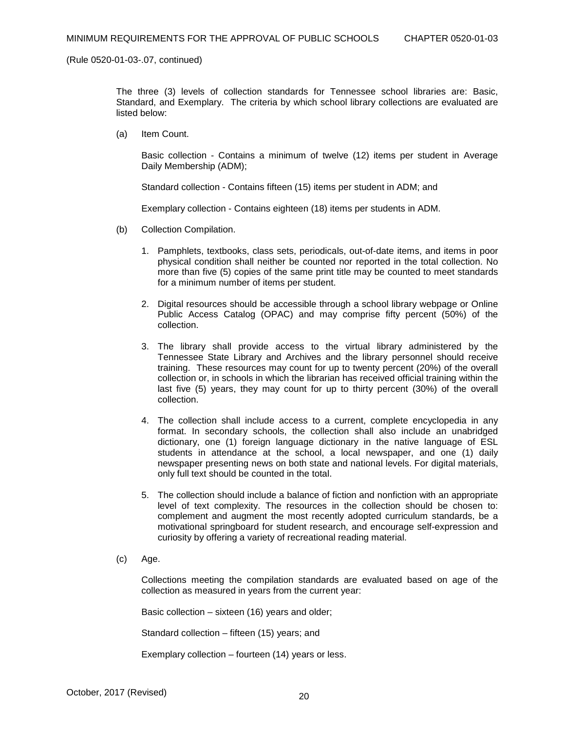(Rule 0520-01-03-.07, continued)

The three (3) levels of collection standards for Tennessee school libraries are: Basic, Standard, and Exemplary. The criteria by which school library collections are evaluated are listed below:

(a) Item Count.

Basic collection - Contains a minimum of twelve (12) items per student in Average Daily Membership (ADM);

Standard collection - Contains fifteen (15) items per student in ADM; and

Exemplary collection - Contains eighteen (18) items per students in ADM.

(b) Collection Compilation.

1. Pamphlets, textbooks, class sets, periodicals, out-of-date items, and items in poor physical condition shall neither be counted nor reported in the total collection. No more than five (5) copies of the same print title may be counted to meet standards for a minimum number of items per student.

2. Digital resources should be accessible through a school library webpage or Online Public Access Catalog (OPAC) and may comprise fifty percent (50%) of the collection.

3. The library shall provide access to the virtual library administered by the Tennessee State Library and Archives and the library personnel should receive training. These resources may count for up to twenty percent (20%) of the overall collection or, in schools in which the librarian has received official training within the last five (5) years, they may count for up to thirty percent (30%) of the overall collection.

4. The collection shall include access to a current, complete encyclopedia in any format. In secondary schools, the collection shall also include an unabridged dictionary, one (1) foreign language dictionary in the native language of ESL students in attendance at the school, a local newspaper, and one (1) daily newspaper presenting news on both state and national levels. For digital materials, only full text should be counted in the total.

5. The collection should include a balance of fiction and nonfiction with an appropriate level of text complexity. The resources in the collection should be chosen to: complement and augment the most recently adopted curriculum standards, be a motivational springboard for student research, and encourage self-expression and curiosity by offering a variety of recreational reading material.

(c) Age.

Collections meeting the compilation standards are evaluated based on age of the collection as measured in years from the current year:

Basic collection – sixteen (16) years and older;

Standard collection – fifteen (15) years; and

Exemplary collection – fourteen (14) years or less.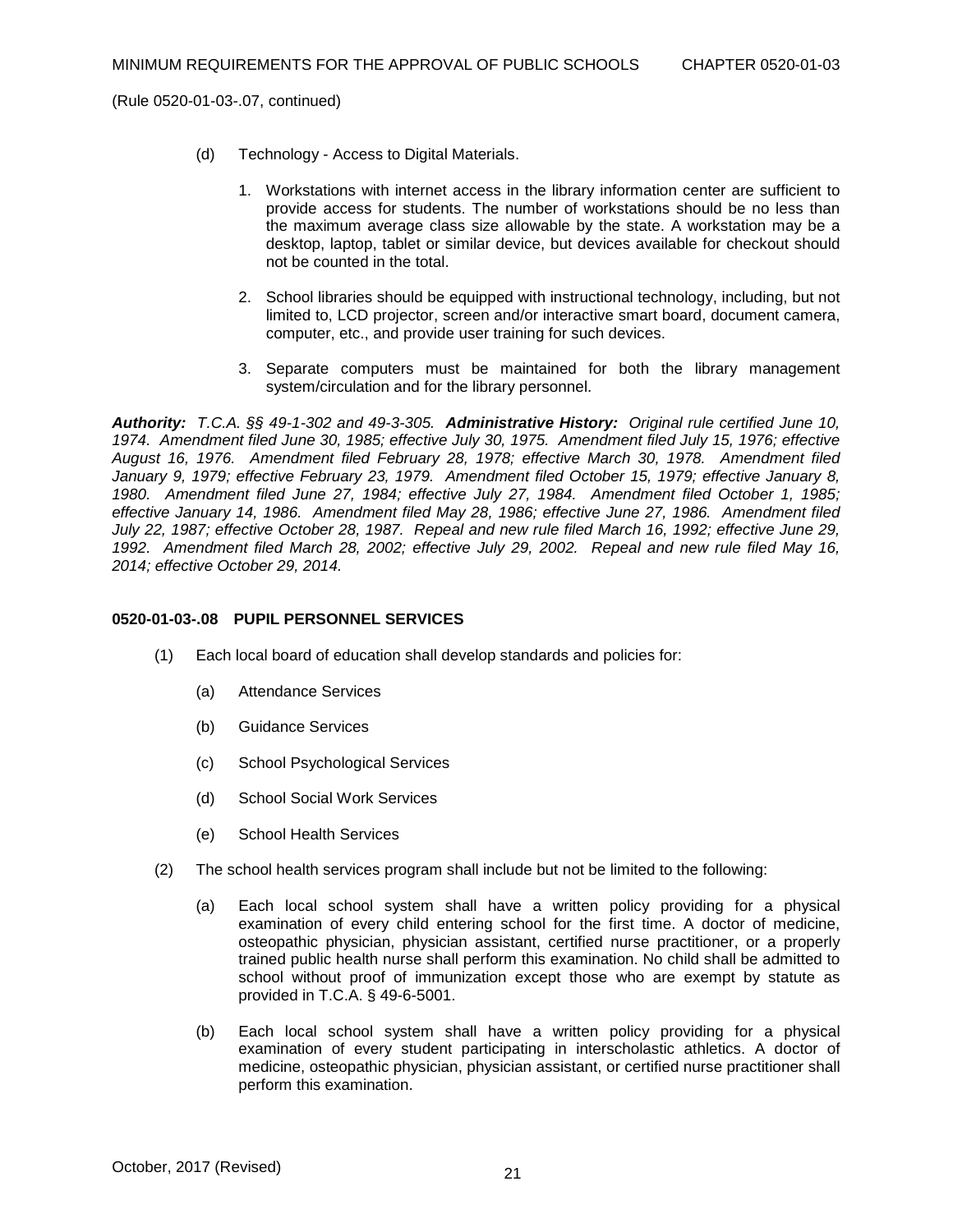(Rule 0520-01-03-.07, continued)

(d) Technology - Access to Digital Materials.

1. Workstations with internet access in the library information center are sufficient to provide access for students. The number of workstations should be no less than the maximum average class size allowable by the state. A workstation may be a desktop, laptop, tablet or similar device, but devices available for checkout should not be counted in the total.

2. School libraries should be equipped with instructional technology, including, but not limited to, LCD projector, screen and/or interactive smart board, document camera, computer, etc., and provide user training for such devices.

3. Separate computers must be maintained for both the library management system/circulation and for the library personnel.

***Authority:*** *T.C.A. §§ 49-1-302 and 49-3-305.* ***Administrative History:*** *Original rule certified June 10, 1974. Amendment filed June 30, 1985; effective July 30, 1975. Amendment filed July 15, 1976; effective August 16, 1976. Amendment filed February 28, 1978; effective March 30, 1978. Amendment filed January 9, 1979; effective February 23, 1979. Amendment filed October 15, 1979; effective January 8, 1980. Amendment filed June 27, 1984; effective July 27, 1984. Amendment filed October 1, 1985; effective January 14, 1986. Amendment filed May 28, 1986; effective June 27, 1986. Amendment filed July 22, 1987; effective October 28, 1987. Repeal and new rule filed March 16, 1992; effective June 29, 1992. Amendment filed March 28, 2002; effective July 29, 2002. Repeal and new rule filed May 16, 2014; effective October 29, 2014.*

## 0520-01-03-.08 PUPIL PERSONNEL SERVICES

(1) Each local board of education shall develop standards and policies for:

(a) Attendance Services

(b) Guidance Services

(c) School Psychological Services

(d) School Social Work Services

(e) School Health Services

(2) The school health services program shall include but not be limited to the following:

(a) Each local school system shall have a written policy providing for a physical examination of every child entering school for the first time. A doctor of medicine, osteopathic physician, physician assistant, certified nurse practitioner, or a properly trained public health nurse shall perform this examination. No child shall be admitted to school without proof of immunization except those who are exempt by statute as provided in T.C.A. § 49-6-5001.

(b) Each local school system shall have a written policy providing for a physical examination of every student participating in interscholastic athletics. A doctor of medicine, osteopathic physician, physician assistant, or certified nurse practitioner shall perform this examination.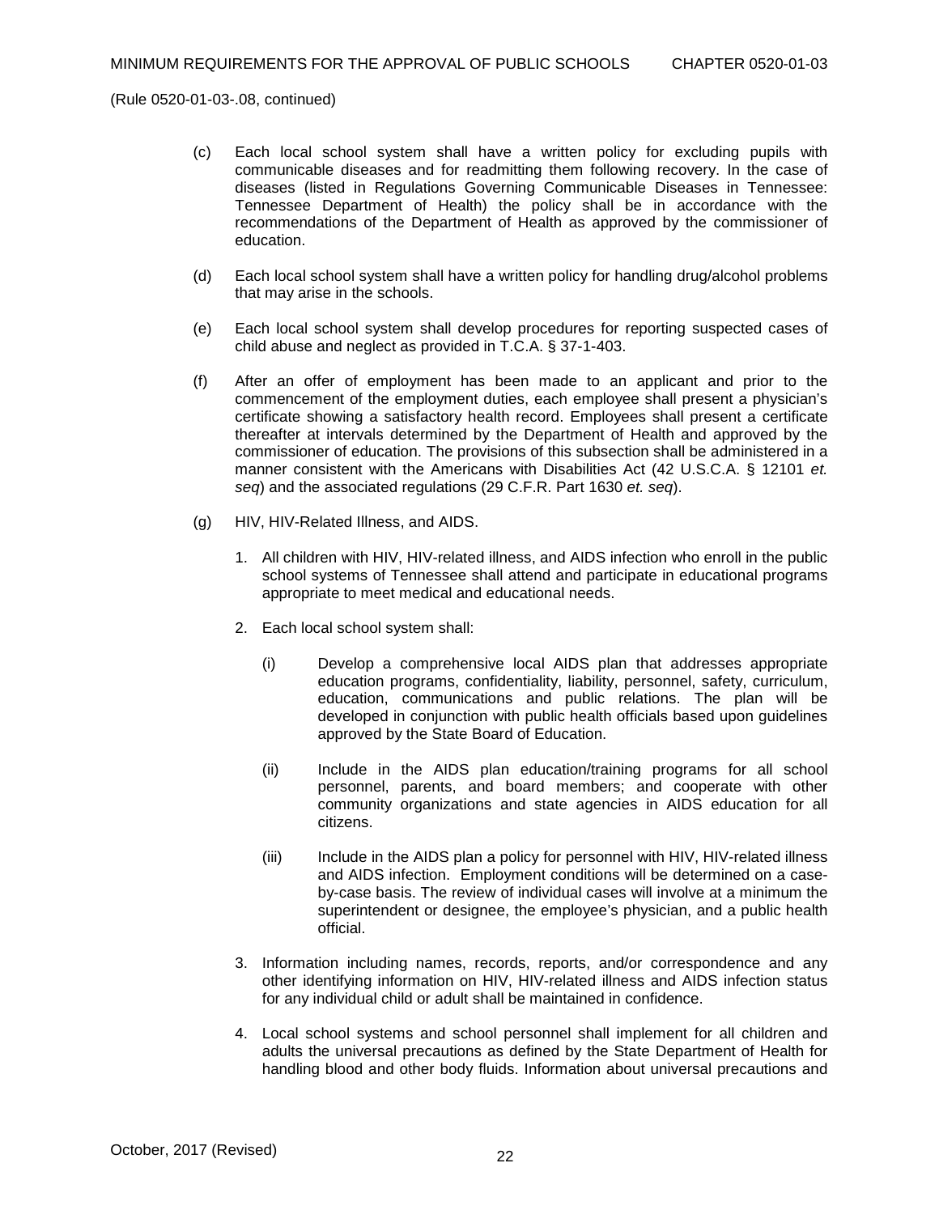(Rule 0520-01-03-.08, continued)

(c) Each local school system shall have a written policy for excluding pupils with communicable diseases and for readmitting them following recovery. In the case of diseases (listed in Regulations Governing Communicable Diseases in Tennessee: Tennessee Department of Health) the policy shall be in accordance with the recommendations of the Department of Health as approved by the commissioner of education.

(d) Each local school system shall have a written policy for handling drug/alcohol problems that may arise in the schools.

(e) Each local school system shall develop procedures for reporting suspected cases of child abuse and neglect as provided in T.C.A. § 37-1-403.

(f) After an offer of employment has been made to an applicant and prior to the commencement of the employment duties, each employee shall present a physician's certificate showing a satisfactory health record. Employees shall present a certificate thereafter at intervals determined by the Department of Health and approved by the commissioner of education. The provisions of this subsection shall be administered in a manner consistent with the Americans with Disabilities Act (42 U.S.C.A. § 12101 *et. seq*) and the associated regulations (29 C.F.R. Part 1630 *et. seq*).

(g) HIV, HIV-Related Illness, and AIDS.

1. All children with HIV, HIV-related illness, and AIDS infection who enroll in the public school systems of Tennessee shall attend and participate in educational programs appropriate to meet medical and educational needs.

2. Each local school system shall:

   (i) Develop a comprehensive local AIDS plan that addresses appropriate education programs, confidentiality, liability, personnel, safety, curriculum, education, communications and public relations. The plan will be developed in conjunction with public health officials based upon guidelines approved by the State Board of Education.

   (ii) Include in the AIDS plan education/training programs for all school personnel, parents, and board members; and cooperate with other community organizations and state agencies in AIDS education for all citizens.

   (iii) Include in the AIDS plan a policy for personnel with HIV, HIV-related illness and AIDS infection. Employment conditions will be determined on a case-by-case basis. The review of individual cases will involve at a minimum the superintendent or designee, the employee's physician, and a public health official.

3. Information including names, records, reports, and/or correspondence and any other identifying information on HIV, HIV-related illness and AIDS infection status for any individual child or adult shall be maintained in confidence.

4. Local school systems and school personnel shall implement for all children and adults the universal precautions as defined by the State Department of Health for handling blood and other body fluids. Information about universal precautions and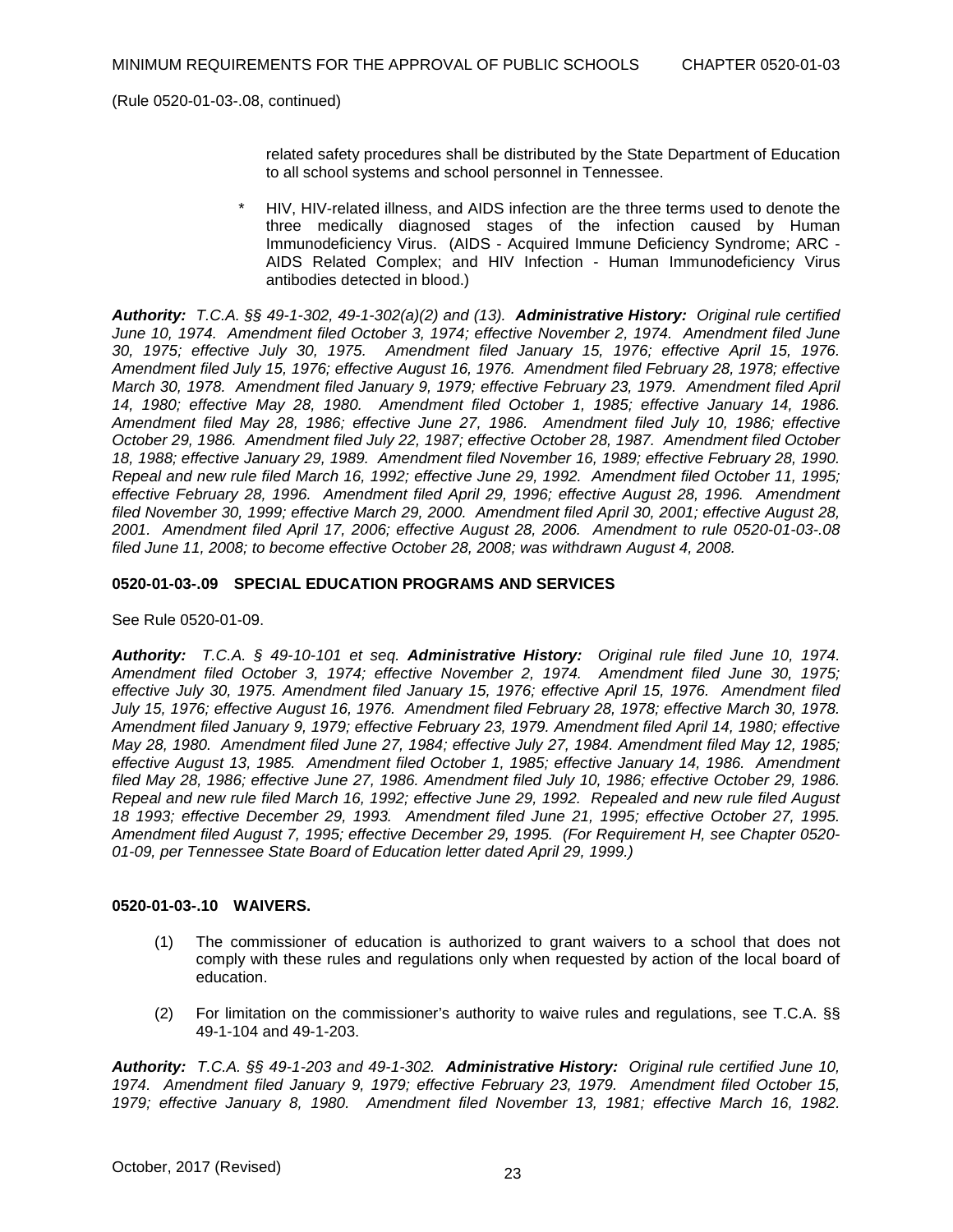(Rule 0520-01-03-.08, continued)

related safety procedures shall be distributed by the State Department of Education to all school systems and school personnel in Tennessee.

\* HIV, HIV-related illness, and AIDS infection are the three terms used to denote the three medically diagnosed stages of the infection caused by Human Immunodeficiency Virus. (AIDS - Acquired Immune Deficiency Syndrome; ARC - AIDS Related Complex; and HIV Infection - Human Immunodeficiency Virus antibodies detected in blood.)

***Authority:*** *T.C.A. §§ 49-1-302, 49-1-302(a)(2) and (13).* ***Administrative History:*** *Original rule certified June 10, 1974. Amendment filed October 3, 1974; effective November 2, 1974. Amendment filed June 30, 1975; effective July 30, 1975. Amendment filed January 15, 1976; effective April 15, 1976. Amendment filed July 15, 1976; effective August 16, 1976. Amendment filed February 28, 1978; effective March 30, 1978. Amendment filed January 9, 1979; effective February 23, 1979. Amendment filed April 14, 1980; effective May 28, 1980. Amendment filed October 1, 1985; effective January 14, 1986. Amendment filed May 28, 1986; effective June 27, 1986. Amendment filed July 10, 1986; effective October 29, 1986. Amendment filed July 22, 1987; effective October 28, 1987. Amendment filed October 18, 1988; effective January 29, 1989. Amendment filed November 16, 1989; effective February 28, 1990. Repeal and new rule filed March 16, 1992; effective June 29, 1992. Amendment filed October 11, 1995; effective February 28, 1996. Amendment filed April 29, 1996; effective August 28, 1996. Amendment filed November 30, 1999; effective March 29, 2000. Amendment filed April 30, 2001; effective August 28, 2001. Amendment filed April 17, 2006; effective August 28, 2006. Amendment to rule 0520-01-03-.08 filed June 11, 2008; to become effective October 28, 2008; was withdrawn August 4, 2008.*

**0520-01-03-.09 SPECIAL EDUCATION PROGRAMS AND SERVICES**

See Rule 0520-01-09.

***Authority:*** *T.C.A. § 49-10-101 et seq.* ***Administrative History:*** *Original rule filed June 10, 1974. Amendment filed October 3, 1974; effective November 2, 1974. Amendment filed June 30, 1975; effective July 30, 1975. Amendment filed January 15, 1976; effective April 15, 1976. Amendment filed July 15, 1976; effective August 16, 1976. Amendment filed February 28, 1978; effective March 30, 1978. Amendment filed January 9, 1979; effective February 23, 1979. Amendment filed April 14, 1980; effective May 28, 1980. Amendment filed June 27, 1984; effective July 27, 1984. Amendment filed May 12, 1985; effective August 13, 1985. Amendment filed October 1, 1985; effective January 14, 1986. Amendment filed May 28, 1986; effective June 27, 1986. Amendment filed July 10, 1986; effective October 29, 1986. Repeal and new rule filed March 16, 1992; effective June 29, 1992. Repealed and new rule filed August 18 1993; effective December 29, 1993. Amendment filed June 21, 1995; effective October 27, 1995. Amendment filed August 7, 1995; effective December 29, 1995. (For Requirement H, see Chapter 0520-01-09, per Tennessee State Board of Education letter dated April 29, 1999.)*

**0520-01-03-.10 WAIVERS.**

(1) The commissioner of education is authorized to grant waivers to a school that does not comply with these rules and regulations only when requested by action of the local board of education.

(2) For limitation on the commissioner's authority to waive rules and regulations, see T.C.A. §§ 49-1-104 and 49-1-203.

***Authority:*** *T.C.A. §§ 49-1-203 and 49-1-302.* ***Administrative History:*** *Original rule certified June 10, 1974. Amendment filed January 9, 1979; effective February 23, 1979. Amendment filed October 15, 1979; effective January 8, 1980. Amendment filed November 13, 1981; effective March 16, 1982.*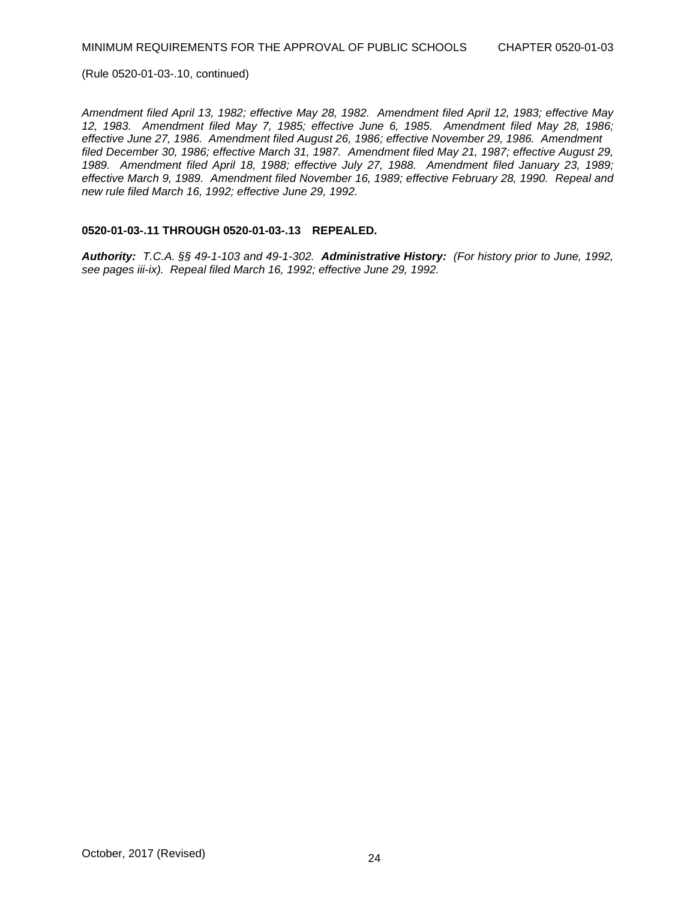(Rule 0520-01-03-.10, continued)

*Amendment filed April 13, 1982; effective May 28, 1982. Amendment filed April 12, 1983; effective May 12, 1983. Amendment filed May 7, 1985; effective June 6, 1985. Amendment filed May 28, 1986; effective June 27, 1986. Amendment filed August 26, 1986; effective November 29, 1986. Amendment filed December 30, 1986; effective March 31, 1987. Amendment filed May 21, 1987; effective August 29, 1989. Amendment filed April 18, 1988; effective July 27, 1988. Amendment filed January 23, 1989; effective March 9, 1989. Amendment filed November 16, 1989; effective February 28, 1990. Repeal and new rule filed March 16, 1992; effective June 29, 1992.*

**0520-01-03-.11 THROUGH 0520-01-03-.13 REPEALED.**

***Authority:*** *T.C.A. §§ 49-1-103 and 49-1-302.* ***Administrative History:*** *(For history prior to June, 1992, see pages iii-ix). Repeal filed March 16, 1992; effective June 29, 1992.*